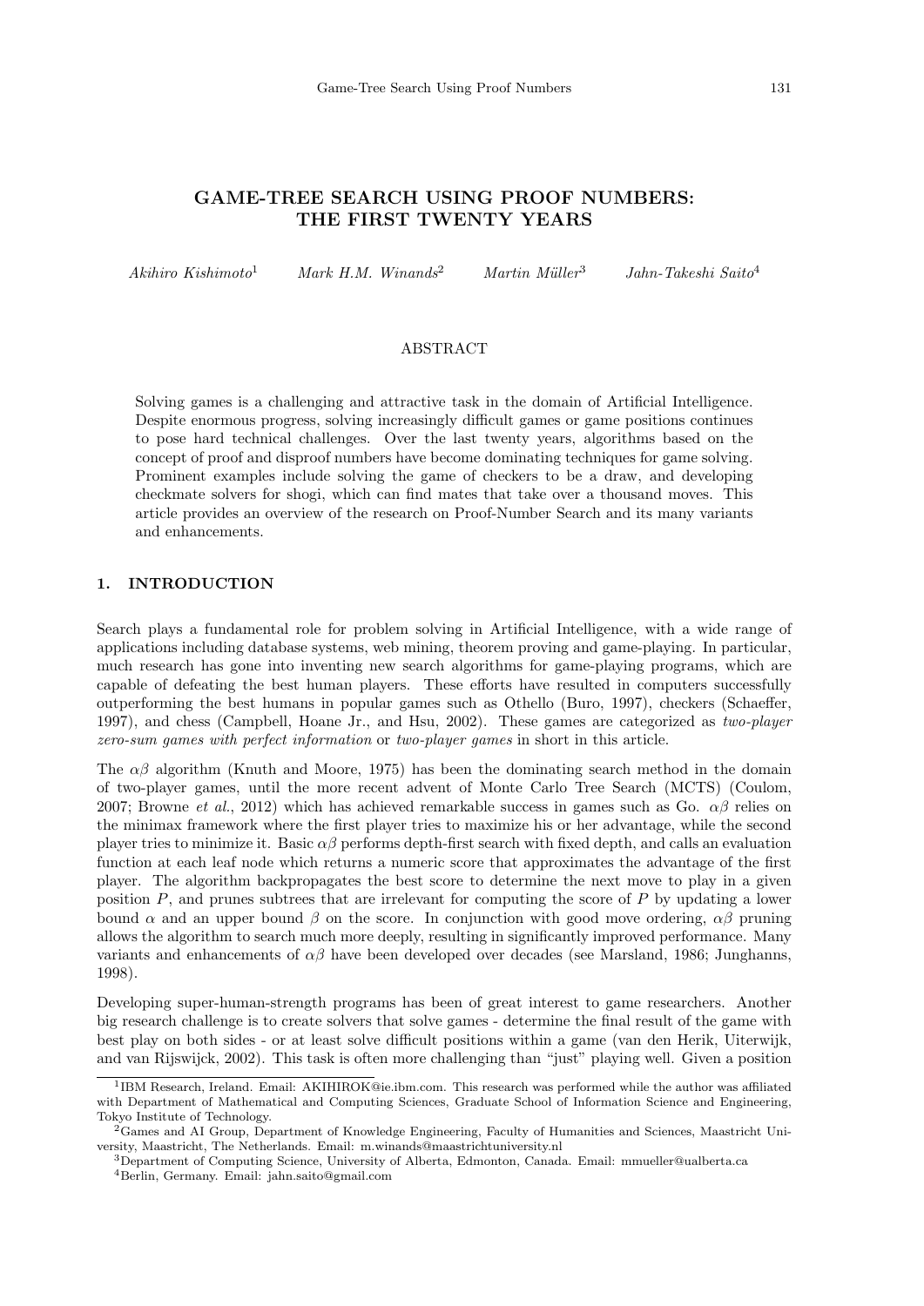# GAME-TREE SEARCH USING PROOF NUMBERS: THE FIRST TWENTY YEARS

*Akihiro Kishimoto*[1] *Mark H.M. Winands*[2] *Martin Müller*[3] *Jahn-Takeshi Saito*[4]

## ABSTRACT

Solving games is a challenging and attractive task in the domain of Artificial Intelligence. Despite enormous progress, solving increasingly difficult games or game positions continues to pose hard technical challenges. Over the last twenty years, algorithms based on the concept of proof and disproof numbers have become dominating techniques for game solving. Prominent examples include solving the game of checkers to be a draw, and developing checkmate solvers for shogi, which can find mates that take over a thousand moves. This article provides an overview of the research on Proof-Number Search and its many variants and enhancements.

## 1. INTRODUCTION

Search plays a fundamental role for problem solving in Artificial Intelligence, with a wide range of applications including database systems, web mining, theorem proving and game-playing. In particular, much research has gone into inventing new search algorithms for game-playing programs, which are capable of defeating the best human players. These efforts have resulted in computers successfully outperforming the best humans in popular games such as Othello (Buro, 1997), checkers (Schaeffer, 1997), and chess (Campbell, Hoane Jr., and Hsu, 2002). These games are categorized as *two-player zero-sum games with perfect information* or *two-player games* in short in this article.

The $\alpha\beta$ algorithm (Knuth and Moore, 1975) has been the dominating search method in the domain of two-player games, until the more recent advent of Monte Carlo Tree Search (MCTS) (Coulom, 2007; Browne *et al.*, 2012) which has achieved remarkable success in games such as Go. $\alpha\beta$ relies on the minimax framework where the first player tries to maximize his or her advantage, while the second player tries to minimize it. Basic $\alpha\beta$ performs depth-first search with fixed depth, and calls an evaluation function at each leaf node which returns a numeric score that approximates the advantage of the first player. The algorithm backpropagates the best score to determine the next move to play in a given position $P$, and prunes subtrees that are irrelevant for computing the score of $P$ by updating a lower bound $\alpha$ and an upper bound $\beta$ on the score. In conjunction with good move ordering, $\alpha\beta$ pruning allows the algorithm to search much more deeply, resulting in significantly improved performance. Many variants and enhancements of $\alpha\beta$ have been developed over decades (see Marsland, 1986; Junghanns, 1998).

Developing super-human-strength programs has been of great interest to game researchers. Another big research challenge is to create solvers that solve games - determine the final result of the game with best play on both sides - or at least solve difficult positions within a game (van den Herik, Uiterwijk, and van Rijswijck, 2002). This task is often more challenging than "just" playing well. Given a position

[1]IBM Research, Ireland. Email: AKIHIROK@ie.ibm.com. This research was performed while the author was affiliated with Department of Mathematical and Computing Sciences, Graduate School of Information Science and Engineering, Tokyo Institute of Technology.

[2]Games and AI Group, Department of Knowledge Engineering, Faculty of Humanities and Sciences, Maastricht University, Maastricht, The Netherlands. Email: m.winands@maastrichtuniversity.nl

[3]Department of Computing Science, University of Alberta, Edmonton, Canada. Email: mmueller@ualberta.ca

[4]Berlin, Germany. Email: jahn.saito@gmail.com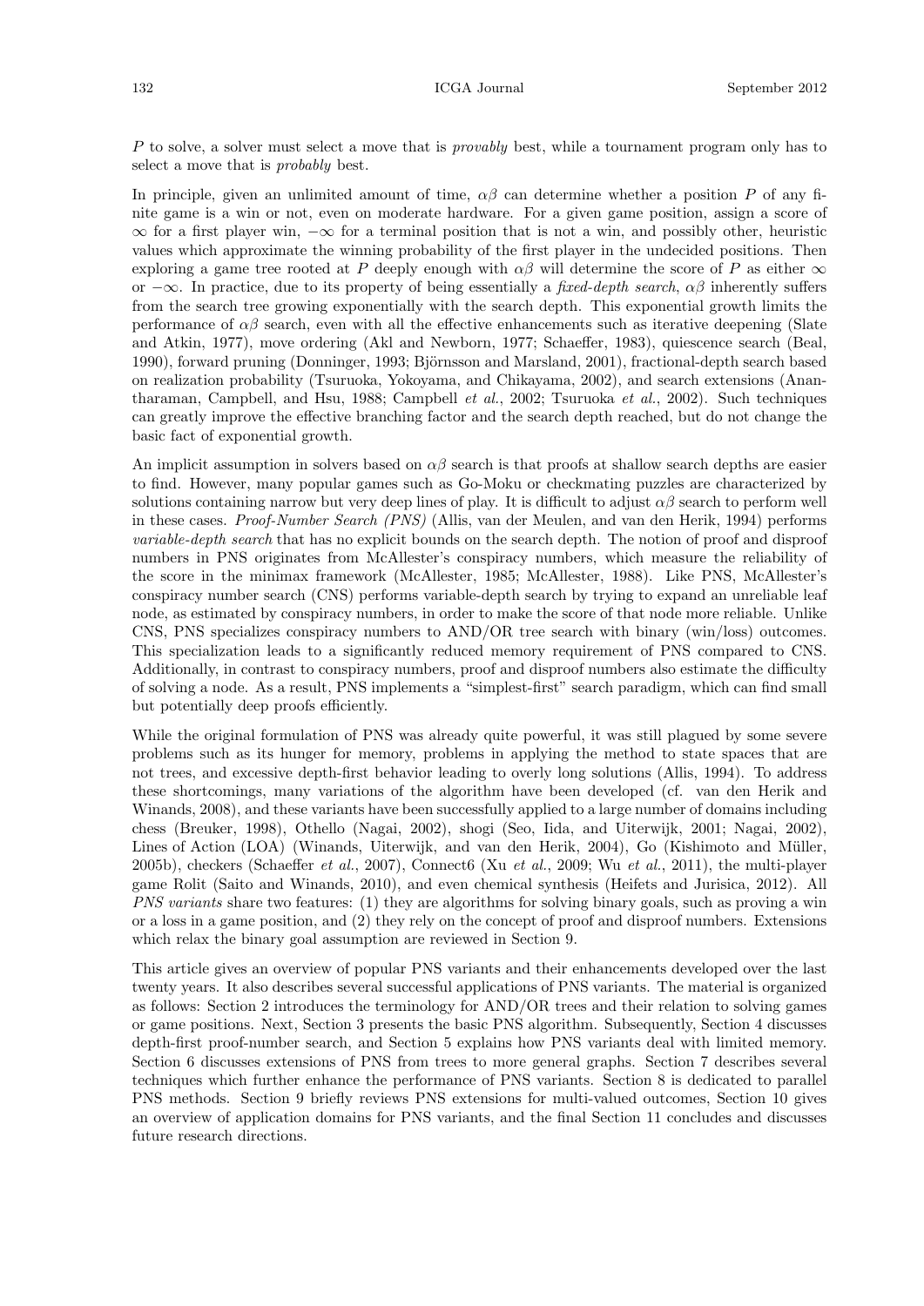$P$ to solve, a solver must select a move that is *provably* best, while a tournament program only has to select a move that is *probably* best.

In principle, given an unlimited amount of time, $\alpha\beta$ can determine whether a position $P$ of any finite game is a win or not, even on moderate hardware. For a given game position, assign a score of $\infty$ for a first player win, $-\infty$ for a terminal position that is not a win, and possibly other, heuristic values which approximate the winning probability of the first player in the undecided positions. Then exploring a game tree rooted at $P$ deeply enough with $\alpha\beta$ will determine the score of $P$ as either $\infty$ or $-\infty$. In practice, due to its property of being essentially a *fixed-depth search*, $\alpha\beta$ inherently suffers from the search tree growing exponentially with the search depth. This exponential growth limits the performance of $\alpha\beta$ search, even with all the effective enhancements such as iterative deepening (Slate and Atkin, 1977), move ordering (Akl and Newborn, 1977; Schaeffer, 1983), quiescence search (Beal, 1990), forward pruning (Donninger, 1993; Björnsson and Marsland, 2001), fractional-depth search based on realization probability (Tsuruoka, Yokoyama, and Chikayama, 2002), and search extensions (Anantharaman, Campbell, and Hsu, 1988; Campbell *et al.*, 2002; Tsuruoka *et al.*, 2002). Such techniques can greatly improve the effective branching factor and the search depth reached, but do not change the basic fact of exponential growth.

An implicit assumption in solvers based on $\alpha\beta$ search is that proofs at shallow search depths are easier to find. However, many popular games such as Go-Moku or checkmating puzzles are characterized by solutions containing narrow but very deep lines of play. It is difficult to adjust $\alpha\beta$ search to perform well in these cases. *Proof-Number Search (PNS)* (Allis, van der Meulen, and van den Herik, 1994) performs *variable-depth search* that has no explicit bounds on the search depth. The notion of proof and disproof numbers in PNS originates from McAllester's conspiracy numbers, which measure the reliability of the score in the minimax framework (McAllester, 1985; McAllester, 1988). Like PNS, McAllester's conspiracy number search (CNS) performs variable-depth search by trying to expand an unreliable leaf node, as estimated by conspiracy numbers, in order to make the score of that node more reliable. Unlike CNS, PNS specializes conspiracy numbers to AND/OR tree search with binary (win/loss) outcomes. This specialization leads to a significantly reduced memory requirement of PNS compared to CNS. Additionally, in contrast to conspiracy numbers, proof and disproof numbers also estimate the difficulty of solving a node. As a result, PNS implements a "simplest-first" search paradigm, which can find small but potentially deep proofs efficiently.

While the original formulation of PNS was already quite powerful, it was still plagued by some severe problems such as its hunger for memory, problems in applying the method to state spaces that are not trees, and excessive depth-first behavior leading to overly long solutions (Allis, 1994). To address these shortcomings, many variations of the algorithm have been developed (cf. van den Herik and Winands, 2008), and these variants have been successfully applied to a large number of domains including chess (Breuker, 1998), Othello (Nagai, 2002), shogi (Seo, Iida, and Uiterwijk, 2001; Nagai, 2002), Lines of Action (LOA) (Winands, Uiterwijk, and van den Herik, 2004), Go (Kishimoto and Müller, 2005b), checkers (Schaeffer *et al.*, 2007), Connect6 (Xu *et al.*, 2009; Wu *et al.*, 2011), the multi-player game Rolit (Saito and Winands, 2010), and even chemical synthesis (Heifets and Jurisica, 2012). All *PNS variants* share two features: (1) they are algorithms for solving binary goals, such as proving a win or a loss in a game position, and (2) they rely on the concept of proof and disproof numbers. Extensions which relax the binary goal assumption are reviewed in Section 9.

This article gives an overview of popular PNS variants and their enhancements developed over the last twenty years. It also describes several successful applications of PNS variants. The material is organized as follows: Section 2 introduces the terminology for AND/OR trees and their relation to solving games or game positions. Next, Section 3 presents the basic PNS algorithm. Subsequently, Section 4 discusses depth-first proof-number search, and Section 5 explains how PNS variants deal with limited memory. Section 6 discusses extensions of PNS from trees to more general graphs. Section 7 describes several techniques which further enhance the performance of PNS variants. Section 8 is dedicated to parallel PNS methods. Section 9 briefly reviews PNS extensions for multi-valued outcomes, Section 10 gives an overview of application domains for PNS variants, and the final Section 11 concludes and discusses future research directions.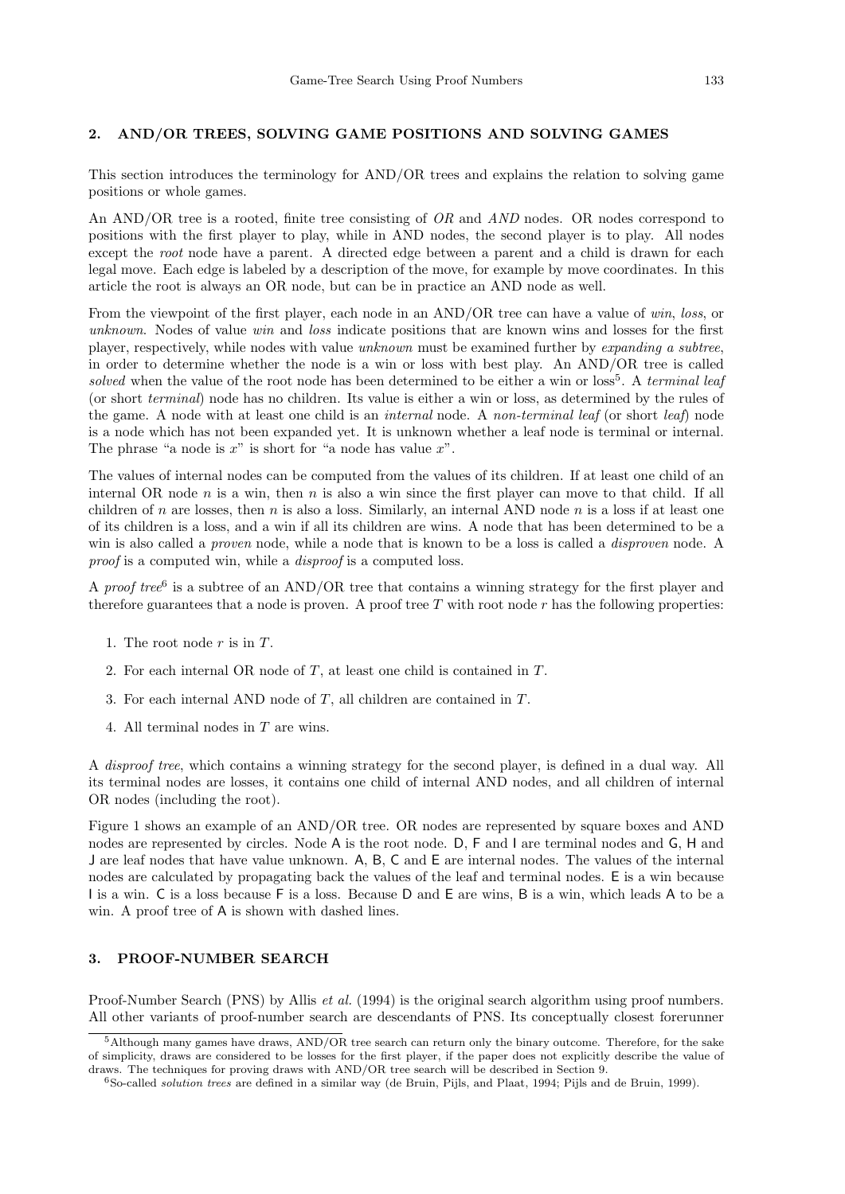## 2. AND/OR TREES, SOLVING GAME POSITIONS AND SOLVING GAMES

This section introduces the terminology for AND/OR trees and explains the relation to solving game positions or whole games.

An AND/OR tree is a rooted, finite tree consisting of *OR* and *AND* nodes. OR nodes correspond to positions with the first player to play, while in AND nodes, the second player is to play. All nodes except the *root* node have a parent. A directed edge between a parent and a child is drawn for each legal move. Each edge is labeled by a description of the move, for example by move coordinates. In this article the root is always an OR node, but can be in practice an AND node as well.

From the viewpoint of the first player, each node in an AND/OR tree can have a value of *win*, *loss*, or *unknown*. Nodes of value *win* and *loss* indicate positions that are known wins and losses for the first player, respectively, while nodes with value *unknown* must be examined further by *expanding a subtree*, in order to determine whether the node is a win or loss with best play. An AND/OR tree is called *solved* when the value of the root node has been determined to be either a win or loss[5]. A *terminal leaf* (or short *terminal*) node has no children. Its value is either a win or loss, as determined by the rules of the game. A node with at least one child is an *internal* node. A *non-terminal leaf* (or short *leaf*) node is a node which has not been expanded yet. It is unknown whether a leaf node is terminal or internal. The phrase "a node is $x$" is short for "a node has value $x$".

The values of internal nodes can be computed from the values of its children. If at least one child of an internal OR node $n$ is a win, then $n$ is also a win since the first player can move to that child. If all children of $n$ are losses, then $n$ is also a loss. Similarly, an internal AND node $n$ is a loss if at least one of its children is a loss, and a win if all its children are wins. A node that has been determined to be a win is also called a *proven* node, while a node that is known to be a loss is called a *disproven* node. A *proof* is a computed win, while a *disproof* is a computed loss.

A *proof tree*[6] is a subtree of an AND/OR tree that contains a winning strategy for the first player and therefore guarantees that a node is proven. A proof tree $T$ with root node $r$ has the following properties:

1. The root node $r$ is in $T$.
2. For each internal OR node of $T$, at least one child is contained in $T$.
3. For each internal AND node of $T$, all children are contained in $T$.
4. All terminal nodes in $T$ are wins.

A *disproof tree*, which contains a winning strategy for the second player, is defined in a dual way. All its terminal nodes are losses, it contains one child of internal AND nodes, and all children of internal OR nodes (including the root).

Figure 1 shows an example of an AND/OR tree. OR nodes are represented by square boxes and AND nodes are represented by circles. Node A is the root node. D, F and I are terminal nodes and G, H and J are leaf nodes that have value unknown. A, B, C and E are internal nodes. The values of the internal nodes are calculated by propagating back the values of the leaf and terminal nodes. E is a win because I is a win. C is a loss because F is a loss. Because D and E are wins, B is a win, which leads A to be a win. A proof tree of A is shown with dashed lines.

## 3. PROOF-NUMBER SEARCH

Proof-Number Search (PNS) by Allis *et al.* (1994) is the original search algorithm using proof numbers. All other variants of proof-number search are descendants of PNS. Its conceptually closest forerunner

[5] Although many games have draws, AND/OR tree search can return only the binary outcome. Therefore, for the sake of simplicity, draws are considered to be losses for the first player, if the paper does not explicitly describe the value of draws. The techniques for proving draws with AND/OR tree search will be described in Section 9.

[6] So-called *solution trees* are defined in a similar way (de Bruin, Pijls, and Plaat, 1994; Pijls and de Bruin, 1999).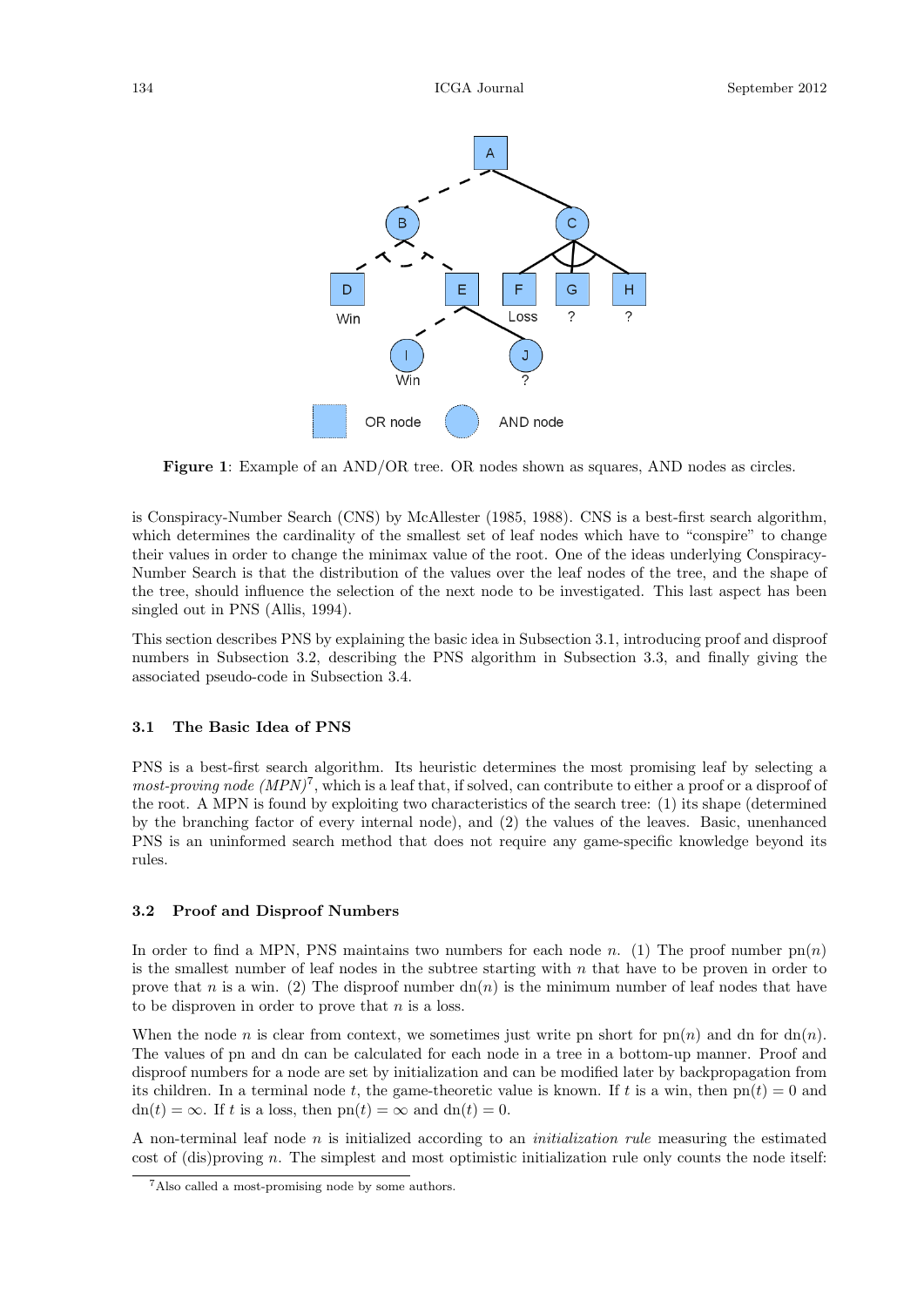**Figure 1**: Example of an AND/OR tree. OR nodes shown as squares, AND nodes as circles.

is Conspiracy-Number Search (CNS) by McAllester (1985, 1988). CNS is a best-first search algorithm, which determines the cardinality of the smallest set of leaf nodes which have to "conspire" to change their values in order to change the minimax value of the root. One of the ideas underlying Conspiracy-Number Search is that the distribution of the values over the leaf nodes of the tree, and the shape of the tree, should influence the selection of the next node to be investigated. This last aspect has been singled out in PNS (Allis, 1994).

This section describes PNS by explaining the basic idea in Subsection 3.1, introducing proof and disproof numbers in Subsection 3.2, describing the PNS algorithm in Subsection 3.3, and finally giving the associated pseudo-code in Subsection 3.4.

### 3.1 The Basic Idea of PNS

PNS is a best-first search algorithm. Its heuristic determines the most promising leaf by selecting a *most-proving node (MPN)*[7], which is a leaf that, if solved, can contribute to either a proof or a disproof of the root. A MPN is found by exploiting two characteristics of the search tree: (1) its shape (determined by the branching factor of every internal node), and (2) the values of the leaves. Basic, unenhanced PNS is an uninformed search method that does not require any game-specific knowledge beyond its rules.

### 3.2 Proof and Disproof Numbers

In order to find a MPN, PNS maintains two numbers for each node $n$. (1) The proof number $\mathrm{pn}(n)$ is the smallest number of leaf nodes in the subtree starting with $n$ that have to be proven in order to prove that $n$ is a win. (2) The disproof number $\mathrm{dn}(n)$ is the minimum number of leaf nodes that have to be disproven in order to prove that $n$ is a loss.

When the node $n$ is clear from context, we sometimes just write pn short for $\mathrm{pn}(n)$ and dn for $\mathrm{dn}(n)$. The values of pn and dn can be calculated for each node in a tree in a bottom-up manner. Proof and disproof numbers for a node are set by initialization and can be modified later by backpropagation from its children. In a terminal node $t$, the game-theoretic value is known. If $t$ is a win, then $\mathrm{pn}(t) = 0$ and $\mathrm{dn}(t) = \infty$. If $t$ is a loss, then $\mathrm{pn}(t) = \infty$ and $\mathrm{dn}(t) = 0$.

A non-terminal leaf node $n$ is initialized according to an *initialization rule* measuring the estimated cost of (dis)proving $n$. The simplest and most optimistic initialization rule only counts the node itself:

[7] Also called a most-promising node by some authors.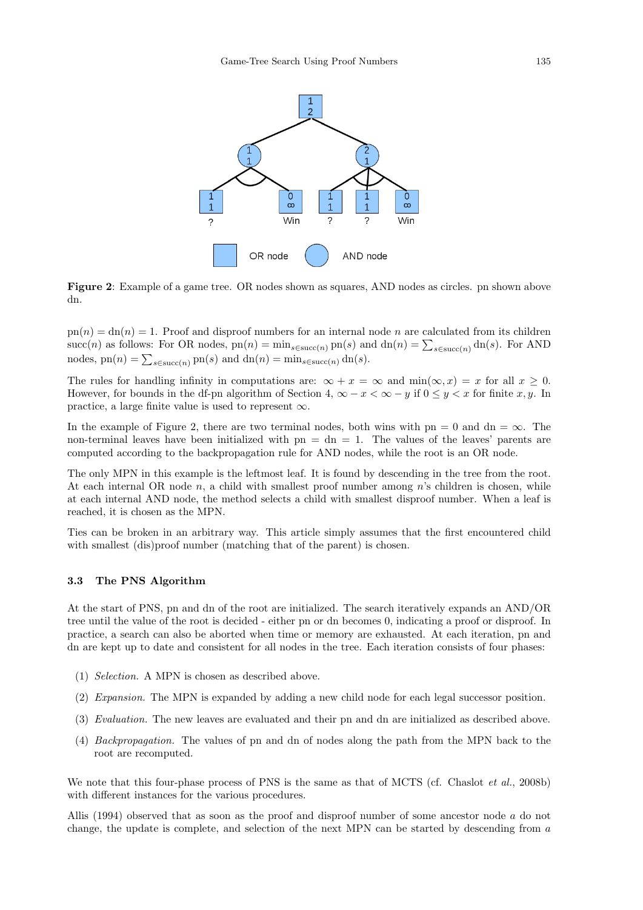**Figure 2**: Example of a game tree. OR nodes shown as squares, AND nodes as circles. pn shown above dn.

$\text{pn}(n) = \text{dn}(n) = 1$. Proof and disproof numbers for an internal node $n$ are calculated from its children $\text{succ}(n)$ as follows: For OR nodes, $\text{pn}(n) = \min_{s \in \text{succ}(n)} \text{pn}(s)$ and $\text{dn}(n) = \sum_{s \in \text{succ}(n)} \text{dn}(s)$. For AND nodes, $\text{pn}(n) = \sum_{s \in \text{succ}(n)} \text{pn}(s)$ and $\text{dn}(n) = \min_{s \in \text{succ}(n)} \text{dn}(s)$.

The rules for handling infinity in computations are: $\infty + x = \infty$ and $\min(\infty, x) = x$ for all $x \geq 0$. However, for bounds in the df-pn algorithm of Section 4, $\infty - x < \infty - y$ if $0 \leq y < x$ for finite $x, y$. In practice, a large finite value is used to represent $\infty$.

In the example of Figure 2, there are two terminal nodes, both wins with pn = 0 and dn = $\infty$. The non-terminal leaves have been initialized with pn = dn = 1. The values of the leaves' parents are computed according to the backpropagation rule for AND nodes, while the root is an OR node.

The only MPN in this example is the leftmost leaf. It is found by descending in the tree from the root. At each internal OR node $n$, a child with smallest proof number among $n$'s children is chosen, while at each internal AND node, the method selects a child with smallest disproof number. When a leaf is reached, it is chosen as the MPN.

Ties can be broken in an arbitrary way. This article simply assumes that the first encountered child with smallest (dis)proof number (matching that of the parent) is chosen.

### 3.3 The PNS Algorithm

At the start of PNS, pn and dn of the root are initialized. The search iteratively expands an AND/OR tree until the value of the root is decided - either pn or dn becomes 0, indicating a proof or disproof. In practice, a search can also be aborted when time or memory are exhausted. At each iteration, pn and dn are kept up to date and consistent for all nodes in the tree. Each iteration consists of four phases:

(1) *Selection.* A MPN is chosen as described above.

(2) *Expansion.* The MPN is expanded by adding a new child node for each legal successor position.

(3) *Evaluation.* The new leaves are evaluated and their pn and dn are initialized as described above.

(4) *Backpropagation.* The values of pn and dn of nodes along the path from the MPN back to the root are recomputed.

We note that this four-phase process of PNS is the same as that of MCTS (cf. Chaslot *et al.*, 2008b) with different instances for the various procedures.

Allis (1994) observed that as soon as the proof and disproof number of some ancestor node $a$ do not change, the update is complete, and selection of the next MPN can be started by descending from $a$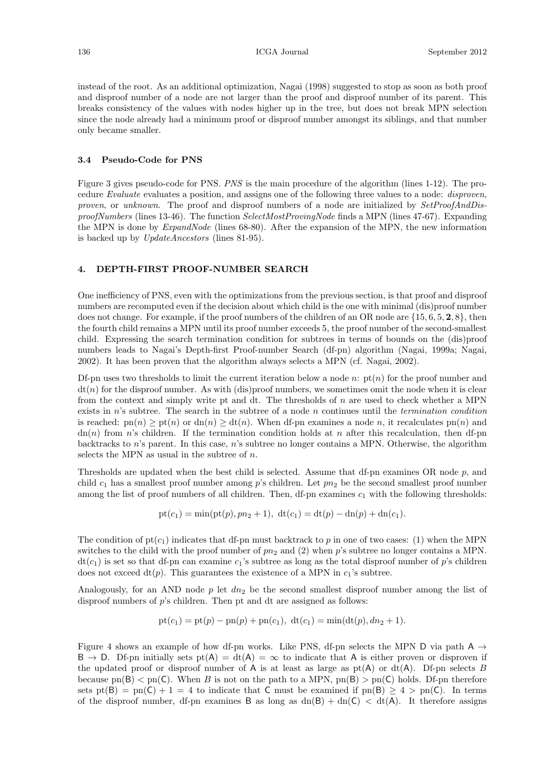instead of the root. As an additional optimization, Nagai (1998) suggested to stop as soon as both proof and disproof number of a node are not larger than the proof and disproof number of its parent. This breaks consistency of the values with nodes higher up in the tree, but does not break MPN selection since the node already had a minimum proof or disproof number amongst its siblings, and that number only became smaller.

### 3.4 Pseudo-Code for PNS

Figure 3 gives pseudo-code for PNS. *PNS* is the main procedure of the algorithm (lines 1-12). The procedure *Evaluate* evaluates a position, and assigns one of the following three values to a node: *disproven*, *proven*, or *unknown*. The proof and disproof numbers of a node are initialized by *SetProofAndDisproofNumbers* (lines 13-46). The function *SelectMostProvingNode* finds a MPN (lines 47-67). Expanding the MPN is done by *ExpandNode* (lines 68-80). After the expansion of the MPN, the new information is backed up by *UpdateAncestors* (lines 81-95).

## 4. DEPTH-FIRST PROOF-NUMBER SEARCH

One inefficiency of PNS, even with the optimizations from the previous section, is that proof and disproof numbers are recomputed even if the decision about which child is the one with minimal (dis)proof number does not change. For example, if the proof numbers of the children of an OR node are $\{15, 6, 5, \mathbf{2}, 8\}$, then the fourth child remains a MPN until its proof number exceeds 5, the proof number of the second-smallest child. Expressing the search termination condition for subtrees in terms of bounds on the (dis)proof numbers leads to Nagai's Depth-first Proof-number Search (df-pn) algorithm (Nagai, 1999a; Nagai, 2002). It has been proven that the algorithm always selects a MPN (cf. Nagai, 2002).

Df-pn uses two thresholds to limit the current iteration below a node $n$: $\text{pt}(n)$ for the proof number and $\text{dt}(n)$ for the disproof number. As with (dis)proof numbers, we sometimes omit the node when it is clear from the context and simply write pt and dt. The thresholds of $n$ are used to check whether a MPN exists in $n$'s subtree. The search in the subtree of a node $n$ continues until the *termination condition* is reached: $\text{pn}(n) \geq \text{pt}(n)$ or $\text{dn}(n) \geq \text{dt}(n)$. When df-pn examines a node $n$, it recalculates $\text{pn}(n)$ and $\text{dn}(n)$ from $n$'s children. If the termination condition holds at $n$ after this recalculation, then df-pn backtracks to $n$'s parent. In this case, $n$'s subtree no longer contains a MPN. Otherwise, the algorithm selects the MPN as usual in the subtree of $n$.

Thresholds are updated when the best child is selected. Assume that df-pn examines OR node $p$, and child $c_1$ has a smallest proof number among $p$'s children. Let $pn_2$ be the second smallest proof number among the list of proof numbers of all children. Then, df-pn examines $c_1$ with the following thresholds:

$$\text{pt}(c_1) = \min(\text{pt}(p), pn_2 + 1),\ \text{dt}(c_1) = \text{dt}(p) - \text{dn}(p) + \text{dn}(c_1).$$

The condition of $\text{pt}(c_1)$ indicates that df-pn must backtrack to $p$ in one of two cases: (1) when the MPN switches to the child with the proof number of $pn_2$ and (2) when $p$'s subtree no longer contains a MPN. $\text{dt}(c_1)$ is set so that df-pn can examine $c_1$'s subtree as long as the total disproof number of $p$'s children does not exceed $\text{dt}(p)$. This guarantees the existence of a MPN in $c_1$'s subtree.

Analogously, for an AND node $p$ let $dn_2$ be the second smallest disproof number among the list of disproof numbers of $p$'s children. Then pt and dt are assigned as follows:

$$\text{pt}(c_1) = \text{pt}(p) - \text{pn}(p) + \text{pn}(c_1),\ \text{dt}(c_1) = \min(\text{dt}(p), dn_2 + 1).$$

Figure 4 shows an example of how df-pn works. Like PNS, df-pn selects the MPN D via path A $\rightarrow$ B $\rightarrow$ D. Df-pn initially sets $\text{pt}(\mathsf{A}) = \text{dt}(\mathsf{A}) = \infty$ to indicate that A is either proven or disproven if the updated proof or disproof number of A is at least as large as $\text{pt}(\mathsf{A})$ or $\text{dt}(\mathsf{A})$. Df-pn selects $B$ because $\text{pn}(\mathsf{B}) < \text{pn}(\mathsf{C})$. When $B$ is not on the path to a MPN, $\text{pn}(\mathsf{B}) > \text{pn}(\mathsf{C})$ holds. Df-pn therefore sets $\text{pt}(\mathsf{B}) = \text{pn}(\mathsf{C}) + 1 = 4$ to indicate that C must be examined if $\text{pn}(\mathsf{B}) \geq 4 > \text{pn}(\mathsf{C})$. In terms of the disproof number, df-pn examines B as long as $\text{dn}(\mathsf{B}) + \text{dn}(\mathsf{C}) < \text{dt}(\mathsf{A})$. It therefore assigns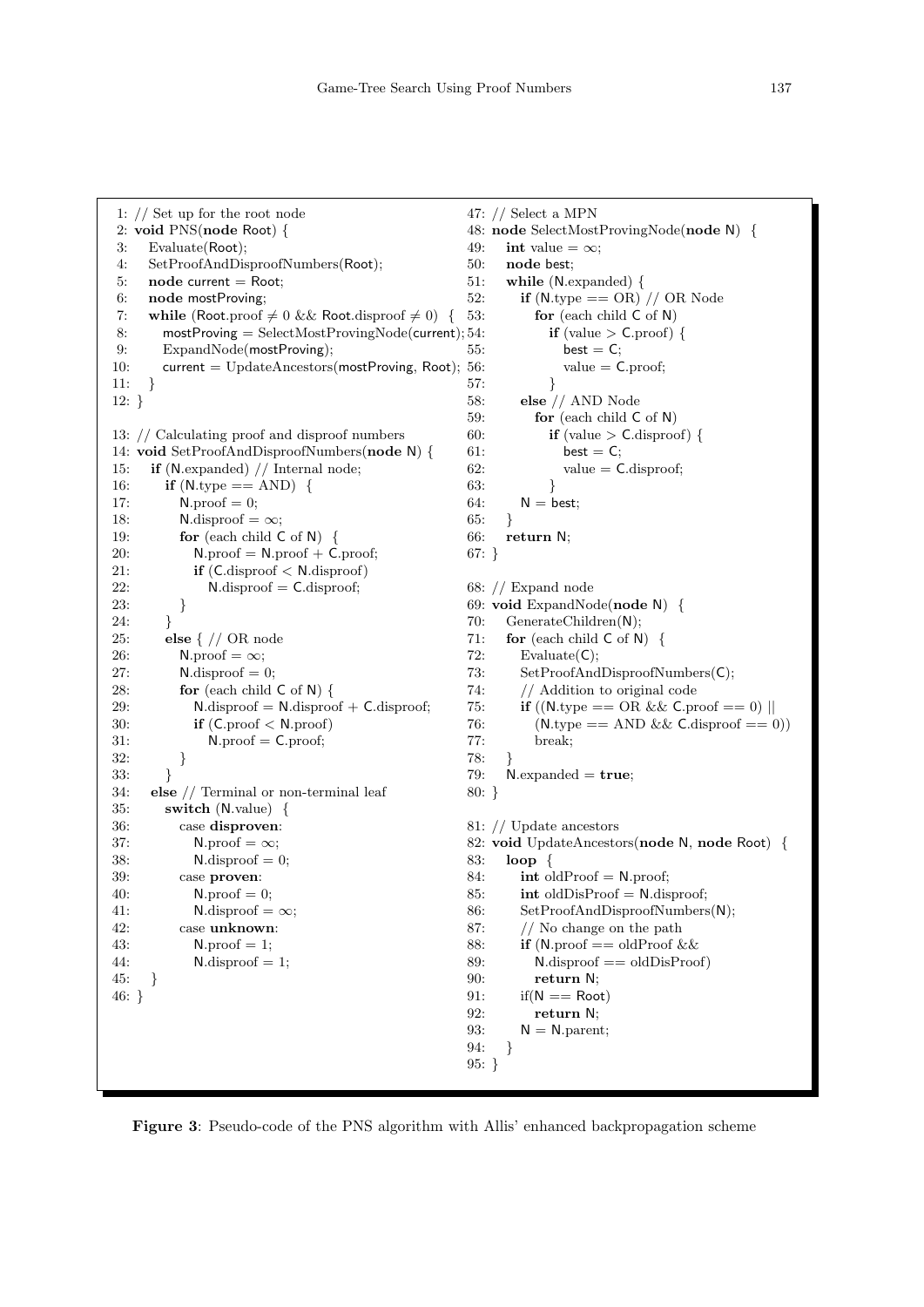```
1: // Set up for the root node
2: void PNS(node Root) {
3:    Evaluate(Root);
4:    SetProofAndDisproofNumbers(Root);
5:    node current = Root;
6:    node mostProving;
7:    while (Root.proof ≠ 0 && Root.disproof ≠ 0) {
8:       mostProving = SelectMostProvingNode(current);
9:       ExpandNode(mostProving);
10:      current = UpdateAncestors(mostProving, Root);
11:   }
12: }

13: // Calculating proof and disproof numbers
14: void SetProofAndDisproofNumbers(node N) {
15:    if (N.expanded) // Internal node;
16:       if (N.type == AND) {
17:          N.proof = 0;
18:          N.disproof = ∞;
19:          for (each child C of N) {
20:             N.proof = N.proof + C.proof;
21:             if (C.disproof < N.disproof)
22:                N.disproof = C.disproof;
23:          }
24:       }
25:       else { // OR node
26:          N.proof = ∞;
27:          N.disproof = 0;
28:          for (each child C of N) {
29:             N.disproof = N.disproof + C.disproof;
30:             if (C.proof < N.proof)
31:                N.proof = C.proof;
32:          }
33:       }
34:    else // Terminal or non-terminal leaf
35:       switch (N.value) {
36:          case disproven:
37:             N.proof = ∞;
38:             N.disproof = 0;
39:          case proven:
40:             N.proof = 0;
41:             N.disproof = ∞;
42:          case unknown:
43:             N.proof = 1;
44:             N.disproof = 1;
45:       }
46: }

47: // Select a MPN
48: node SelectMostProvingNode(node N) {
49:    int value = ∞;
50:    node best;
51:    while (N.expanded) {
52:       if (N.type == OR) // OR Node
53:          for (each child C of N)
54:             if (value > C.proof) {
55:                best = C;
56:                value = C.proof;
57:             }
58:       else // AND Node
59:          for (each child C of N)
60:             if (value > C.disproof) {
61:                best = C;
62:                value = C.disproof;
63:             }
64:       N = best;
65:    }
66:    return N;
67: }

68: // Expand node
69: void ExpandNode(node N) {
70:    GenerateChildren(N);
71:    for (each child C of N) {
72:       Evaluate(C);
73:       SetProofAndDisproofNumbers(C);
74:       // Addition to original code
75:       if ((N.type == OR && C.proof == 0) ||
76:          (N.type == AND && C.disproof == 0))
77:          break;
78:    }
79:    N.expanded = true;
80: }

81: // Update ancestors
82: void UpdateAncestors(node N, node Root) {
83:    loop {
84:       int oldProof = N.proof;
85:       int oldDisProof = N.disproof;
86:       SetProofAndDisproofNumbers(N);
87:       // No change on the path
88:       if (N.proof == oldProof &&
89:          N.disproof == oldDisProof)
90:          return N;
91:       if(N == Root)
92:          return N;
93:       N = N.parent;
94:    }
95: }
```

**Figure 3**: Pseudo-code of the PNS algorithm with Allis' enhanced backpropagation scheme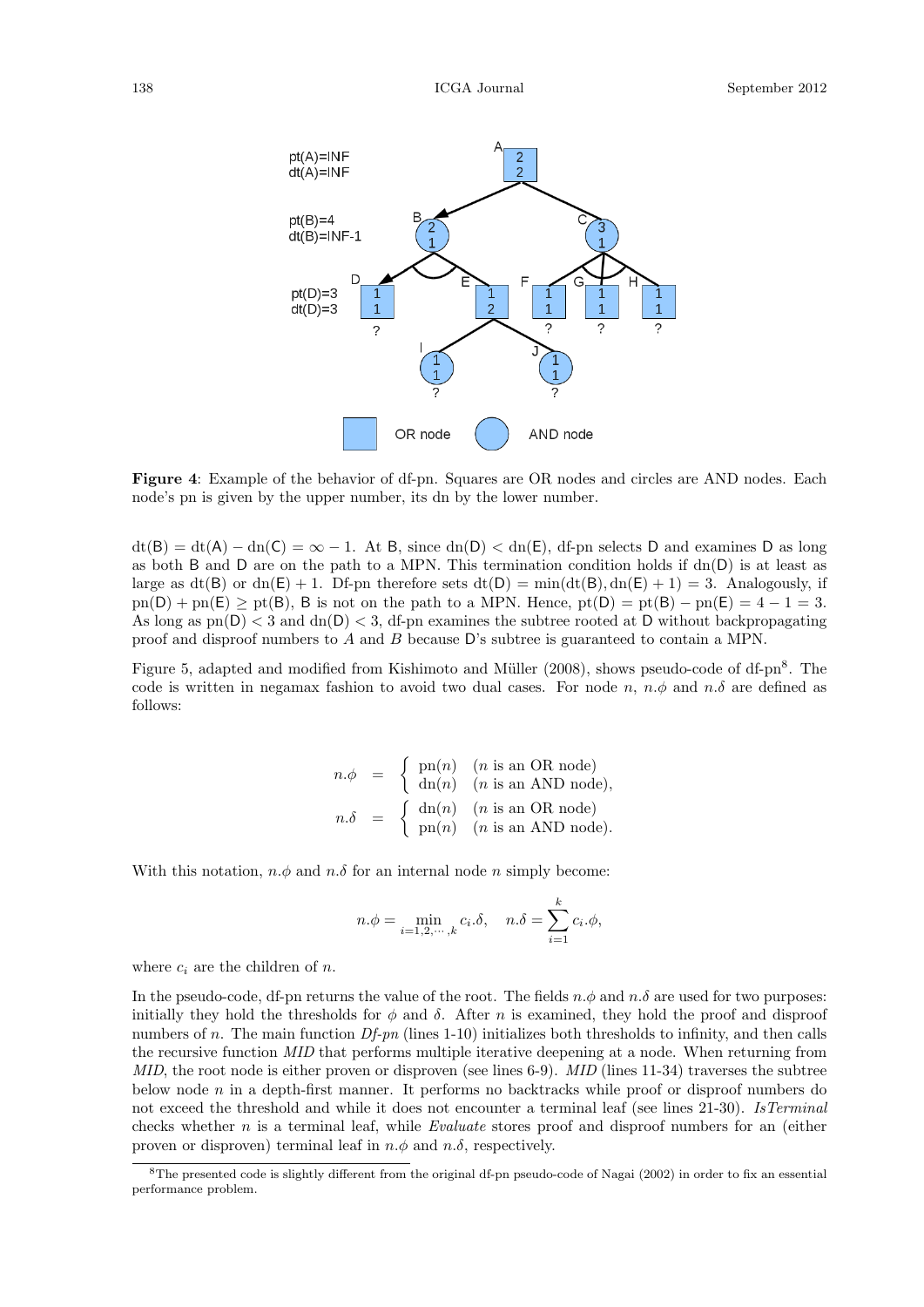**Figure 4**: Example of the behavior of df-pn. Squares are OR nodes and circles are AND nodes. Each node's pn is given by the upper number, its dn by the lower number.

$\text{dt}(\mathsf{B}) = \text{dt}(\mathsf{A}) - \text{dn}(\mathsf{C}) = \infty - 1$. At B, since $\text{dn}(\mathsf{D}) < \text{dn}(\mathsf{E})$, df-pn selects D and examines D as long as both B and D are on the path to a MPN. This termination condition holds if dn(D) is at least as large as dt(B) or $\text{dn}(\mathsf{E}) + 1$. Df-pn therefore sets $\text{dt}(\mathsf{D}) = \min(\text{dt}(\mathsf{B}), \text{dn}(\mathsf{E}) + 1) = 3$. Analogously, if $\text{pn}(\mathsf{D}) + \text{pn}(\mathsf{E}) \geq \text{pt}(\mathsf{B})$, B is not on the path to a MPN. Hence, $\text{pt}(\mathsf{D}) = \text{pt}(\mathsf{B}) - \text{pn}(\mathsf{E}) = 4 - 1 = 3$. As long as $\text{pn}(\mathsf{D}) < 3$ and $\text{dn}(\mathsf{D}) < 3$, df-pn examines the subtree rooted at D without backpropagating proof and disproof numbers to $A$ and $B$ because D's subtree is guaranteed to contain a MPN.

Figure 5, adapted and modified from Kishimoto and Müller (2008), shows pseudo-code of df-pn[8]. The code is written in negamax fashion to avoid two dual cases. For node $n$, $n.\phi$ and $n.\delta$ are defined as follows:

$$n.\phi = \begin{cases} \text{pn}(n) & (n \text{ is an OR node}) \\ \text{dn}(n) & (n \text{ is an AND node}), \end{cases}$$

$$n.\delta = \begin{cases} \text{dn}(n) & (n \text{ is an OR node}) \\ \text{pn}(n) & (n \text{ is an AND node}). \end{cases}$$

With this notation, $n.\phi$ and $n.\delta$ for an internal node $n$ simply become:

$$n.\phi = \min_{i=1,2,\cdots,k} c_i.\delta, \quad n.\delta = \sum_{i=1}^{k} c_i.\phi,$$

where $c_i$ are the children of $n$.

In the pseudo-code, df-pn returns the value of the root. The fields $n.\phi$ and $n.\delta$ are used for two purposes: initially they hold the thresholds for $\phi$ and $\delta$. After $n$ is examined, they hold the proof and disproof numbers of $n$. The main function *Df-pn* (lines 1-10) initializes both thresholds to infinity, and then calls the recursive function *MID* that performs multiple iterative deepening at a node. When returning from *MID*, the root node is either proven or disproven (see lines 6-9). *MID* (lines 11-34) traverses the subtree below node $n$ in a depth-first manner. It performs no backtracks while proof or disproof numbers do not exceed the threshold and while it does not encounter a terminal leaf (see lines 21-30). *IsTerminal* checks whether $n$ is a terminal leaf, while *Evaluate* stores proof and disproof numbers for an (either proven or disproven) terminal leaf in $n.\phi$ and $n.\delta$, respectively.

[8] The presented code is slightly different from the original df-pn pseudo-code of Nagai (2002) in order to fix an essential performance problem.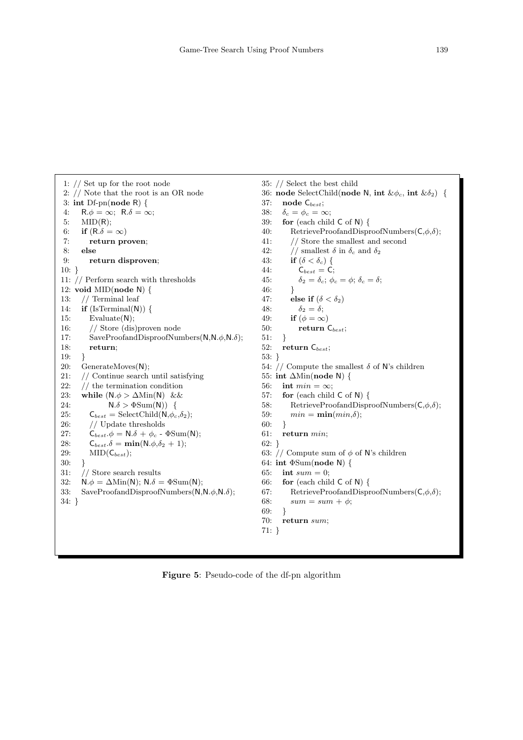```
1: // Set up for the root node
2: // Note that the root is an OR node
3: int Df-pn(node R) {
4:    R.φ = ∞;  R.δ = ∞;
5:    MID(R);
6:    if (R.δ = ∞)
7:       return proven;
8:    else
9:       return disproven;
10: }
11: // Perform search with thresholds
12: void MID(node N) {
13:    // Terminal leaf
14:    if (IsTerminal(N)) {
15:       Evaluate(N);
16:       // Store (dis)proven node
17:       SaveProofandDisproofNumbers(N,N.φ,N.δ);
18:       return;
19:    }
20:    GenerateMoves(N);
21:    // Continue search until satisfying
22:    // the termination condition
23:    while (N.φ > ΔMin(N)  &&
24:             N.δ > ΦSum(N))  {
25:       C_best = SelectChild(N,φ_c,δ_2);
26:       // Update thresholds
27:       C_best.φ = N.δ + φ_c - ΦSum(N);
28:       C_best.δ = min(N.φ,δ_2 + 1);
29:       MID(C_best);
30:    }
31:    // Store search results
32:    N.φ = ΔMin(N); N.δ = ΦSum(N);
33:    SaveProofandDisproofNumbers(N,N.φ,N.δ);
34: }
35: // Select the best child
36: node SelectChild(node N, int &φ_c, int &δ_2)  {
37:    node C_best;
38:    δ_c = φ_c = ∞;
39:    for (each child C of N) {
40:       RetrieveProofandDisproofNumbers(C,φ,δ);
41:       // Store the smallest and second
42:       // smallest δ in δ_c and δ_2
43:       if (δ < δ_c) {
44:          C_best = C;
45:          δ_2 = δ_c; φ_c = φ; δ_c = δ;
46:       }
47:       else if (δ < δ_2)
48:          δ_2 = δ;
49:       if (φ = ∞)
50:          return C_best;
51:    }
52:    return C_best;
53: }
54: // Compute the smallest δ of N's children
55: int ΔMin(node N) {
56:    int min = ∞;
57:    for (each child C of N) {
58:       RetrieveProofandDisproofNumbers(C,φ,δ);
59:       min = min(min,δ);
60:    }
61:    return min;
62: }
63: // Compute sum of φ of N's children
64: int ΦSum(node N) {
65:    int sum = 0;
66:    for (each child C of N) {
67:       RetrieveProofandDisproofNumbers(C,φ,δ);
68:       sum = sum + φ;
69:    }
70:    return sum;
71: }
```

**Figure 5**: Pseudo-code of the df-pn algorithm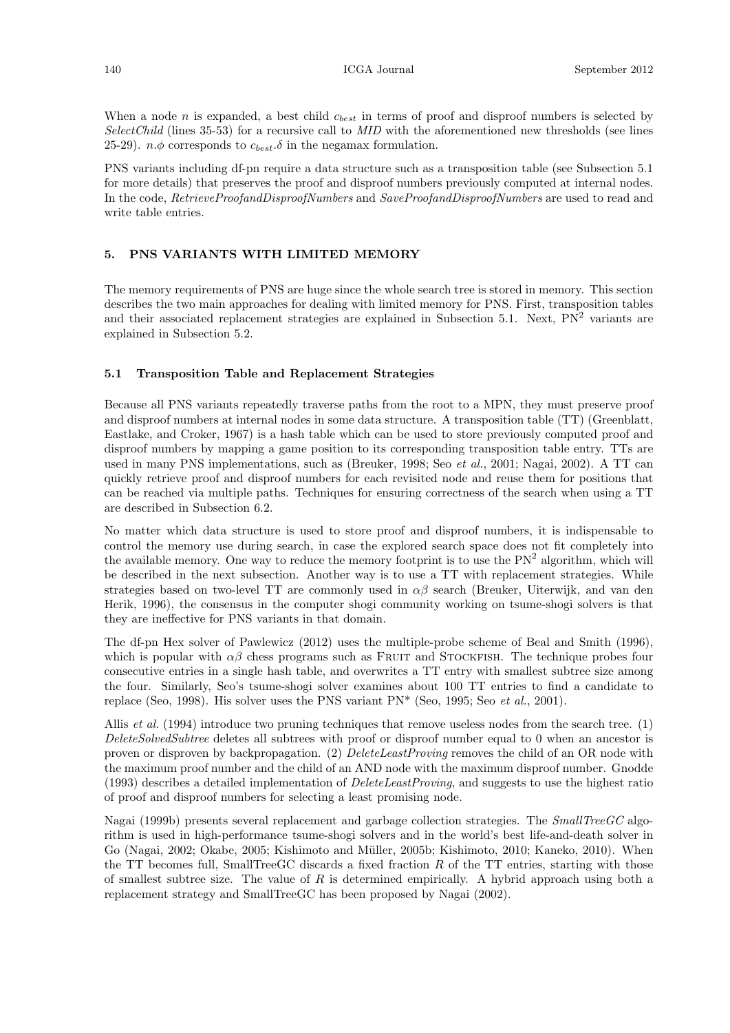When a node $n$ is expanded, a best child $c_{best}$ in terms of proof and disproof numbers is selected by *SelectChild* (lines 35-53) for a recursive call to *MID* with the aforementioned new thresholds (see lines 25-29). $n.\phi$ corresponds to $c_{best}.\delta$ in the negamax formulation.

PNS variants including df-pn require a data structure such as a transposition table (see Subsection 5.1 for more details) that preserves the proof and disproof numbers previously computed at internal nodes. In the code, *RetrieveProofandDisproofNumbers* and *SaveProofandDisproofNumbers* are used to read and write table entries.

## 5. PNS VARIANTS WITH LIMITED MEMORY

The memory requirements of PNS are huge since the whole search tree is stored in memory. This section describes the two main approaches for dealing with limited memory for PNS. First, transposition tables and their associated replacement strategies are explained in Subsection 5.1. Next, $\text{PN}^2$ variants are explained in Subsection 5.2.

### 5.1 Transposition Table and Replacement Strategies

Because all PNS variants repeatedly traverse paths from the root to a MPN, they must preserve proof and disproof numbers at internal nodes in some data structure. A transposition table (TT) (Greenblatt, Eastlake, and Croker, 1967) is a hash table which can be used to store previously computed proof and disproof numbers by mapping a game position to its corresponding transposition table entry. TTs are used in many PNS implementations, such as (Breuker, 1998; Seo *et al.*, 2001; Nagai, 2002). A TT can quickly retrieve proof and disproof numbers for each revisited node and reuse them for positions that can be reached via multiple paths. Techniques for ensuring correctness of the search when using a TT are described in Subsection 6.2.

No matter which data structure is used to store proof and disproof numbers, it is indispensable to control the memory use during search, in case the explored search space does not fit completely into the available memory. One way to reduce the memory footprint is to use the $\text{PN}^2$ algorithm, which will be described in the next subsection. Another way is to use a TT with replacement strategies. While strategies based on two-level TT are commonly used in $\alpha\beta$ search (Breuker, Uiterwijk, and van den Herik, 1996), the consensus in the computer shogi community working on tsume-shogi solvers is that they are ineffective for PNS variants in that domain.

The df-pn Hex solver of Pawlewicz (2012) uses the multiple-probe scheme of Beal and Smith (1996), which is popular with $\alpha\beta$ chess programs such as FRUIT and STOCKFISH. The technique probes four consecutive entries in a single hash table, and overwrites a TT entry with smallest subtree size among the four. Similarly, Seo's tsume-shogi solver examines about 100 TT entries to find a candidate to replace (Seo, 1998). His solver uses the PNS variant PN* (Seo, 1995; Seo *et al.*, 2001).

Allis *et al.* (1994) introduce two pruning techniques that remove useless nodes from the search tree. (1) *DeleteSolvedSubtree* deletes all subtrees with proof or disproof number equal to 0 when an ancestor is proven or disproven by backpropagation. (2) *DeleteLeastProving* removes the child of an OR node with the maximum proof number and the child of an AND node with the maximum disproof number. Gnodde (1993) describes a detailed implementation of *DeleteLeastProving*, and suggests to use the highest ratio of proof and disproof numbers for selecting a least promising node.

Nagai (1999b) presents several replacement and garbage collection strategies. The *SmallTreeGC* algorithm is used in high-performance tsume-shogi solvers and in the world's best life-and-death solver in Go (Nagai, 2002; Okabe, 2005; Kishimoto and Müller, 2005b; Kishimoto, 2010; Kaneko, 2010). When the TT becomes full, SmallTreeGC discards a fixed fraction $R$ of the TT entries, starting with those of smallest subtree size. The value of $R$ is determined empirically. A hybrid approach using both a replacement strategy and SmallTreeGC has been proposed by Nagai (2002).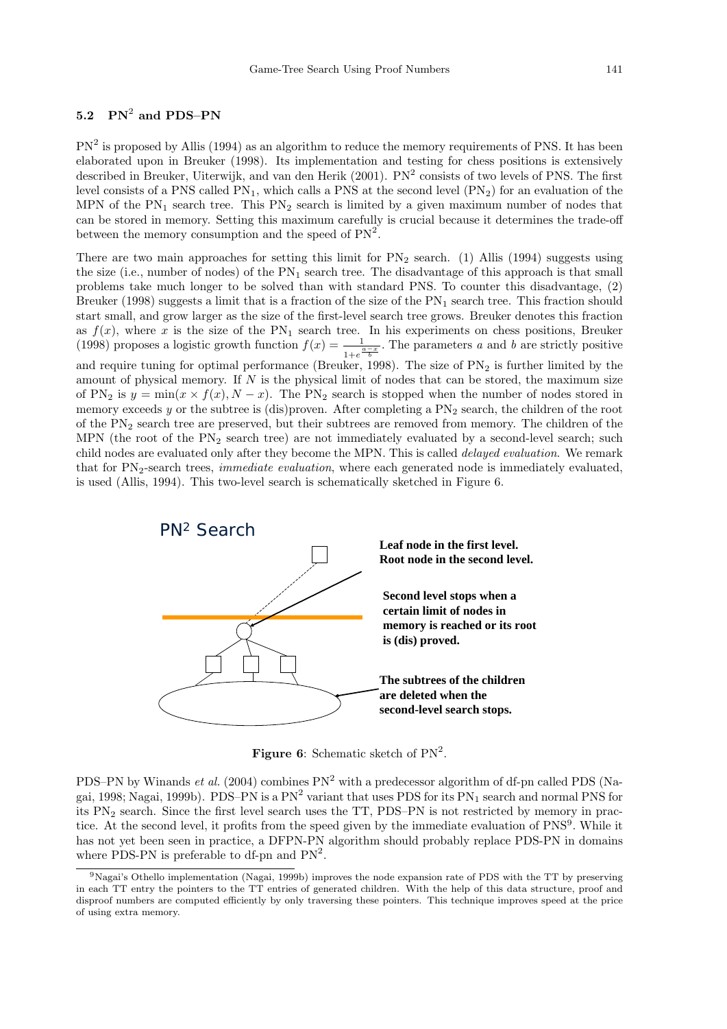### 5.2 $PN^2$ and PDS–PN

$PN^2$ is proposed by Allis (1994) as an algorithm to reduce the memory requirements of PNS. It has been elaborated upon in Breuker (1998). Its implementation and testing for chess positions is extensively described in Breuker, Uiterwijk, and van den Herik (2001). $PN^2$ consists of two levels of PNS. The first level consists of a PNS called $PN_1$, which calls a PNS at the second level ($PN_2$) for an evaluation of the MPN of the $PN_1$ search tree. This $PN_2$ search is limited by a given maximum number of nodes that can be stored in memory. Setting this maximum carefully is crucial because it determines the trade-off between the memory consumption and the speed of $PN^2$.

There are two main approaches for setting this limit for $PN_2$ search. (1) Allis (1994) suggests using the size (i.e., number of nodes) of the $PN_1$ search tree. The disadvantage of this approach is that small problems take much longer to be solved than with standard PNS. To counter this disadvantage, (2) Breuker (1998) suggests a limit that is a fraction of the size of the $PN_1$ search tree. This fraction should start small, and grow larger as the size of the first-level search tree grows. Breuker denotes this fraction as $f(x)$, where $x$ is the size of the $PN_1$ search tree. In his experiments on chess positions, Breuker (1998) proposes a logistic growth function $f(x) = \frac{1}{1+e^{\frac{a-x}{b}}}$. The parameters $a$ and $b$ are strictly positive and require tuning for optimal performance (Breuker, 1998). The size of $PN_2$ is further limited by the amount of physical memory. If $N$ is the physical limit of nodes that can be stored, the maximum size of $PN_2$ is $y = \min(x \times f(x), N - x)$. The $PN_2$ search is stopped when the number of nodes stored in memory exceeds $y$ or the subtree is (dis)proven. After completing a $PN_2$ search, the children of the root of the $PN_2$ search tree are preserved, but their subtrees are removed from memory. The children of the MPN (the root of the $PN_2$ search tree) are not immediately evaluated by a second-level search; such child nodes are evaluated only after they become the MPN. This is called *delayed evaluation*. We remark that for $PN_2$-search trees, *immediate evaluation*, where each generated node is immediately evaluated, is used (Allis, 1994). This two-level search is schematically sketched in Figure 6.

PN² Search

**Leaf node in the first level. Root node in the second level.**

**Second level stops when a certain limit of nodes in memory is reached or its root is (dis) proved.**

**The subtrees of the children are deleted when the second-level search stops.**

**Figure 6**: Schematic sketch of $PN^2$.

PDS–PN by Winands *et al.* (2004) combines $PN^2$ with a predecessor algorithm of df-pn called PDS (Nagai, 1998; Nagai, 1999b). PDS–PN is a $PN^2$ variant that uses PDS for its $PN_1$ search and normal PNS for its $PN_2$ search. Since the first level search uses the TT, PDS–PN is not restricted by memory in practice. At the second level, it profits from the speed given by the immediate evaluation of PNS[9]. While it has not yet been seen in practice, a DFPN-PN algorithm should probably replace PDS-PN in domains where PDS-PN is preferable to df-pn and $PN^2$.

[9] Nagai's Othello implementation (Nagai, 1999b) improves the node expansion rate of PDS with the TT by preserving in each TT entry the pointers to the TT entries of generated children. With the help of this data structure, proof and disproof numbers are computed efficiently by only traversing these pointers. This technique improves speed at the price of using extra memory.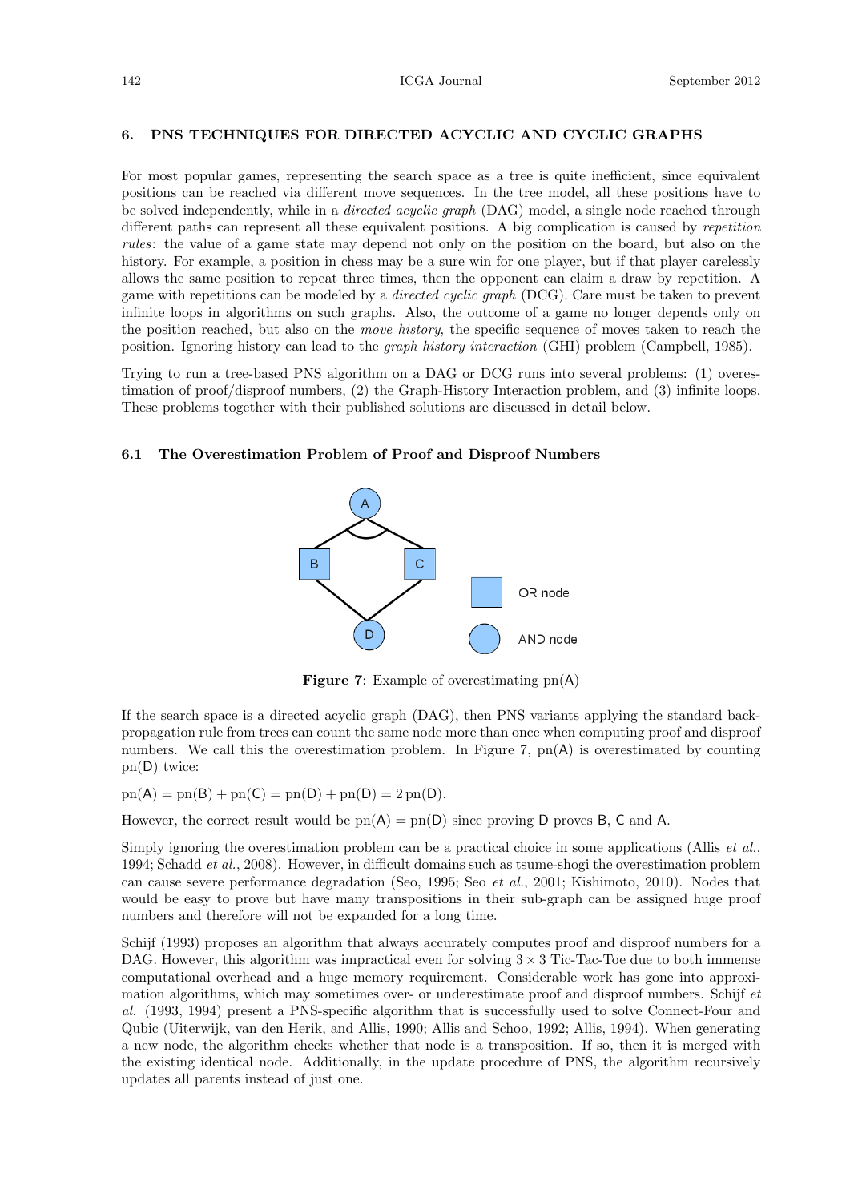## 6. PNS TECHNIQUES FOR DIRECTED ACYCLIC AND CYCLIC GRAPHS

For most popular games, representing the search space as a tree is quite inefficient, since equivalent positions can be reached via different move sequences. In the tree model, all these positions have to be solved independently, while in a *directed acyclic graph* (DAG) model, a single node reached through different paths can represent all these equivalent positions. A big complication is caused by *repetition rules*: the value of a game state may depend not only on the position on the board, but also on the history. For example, a position in chess may be a sure win for one player, but if that player carelessly allows the same position to repeat three times, then the opponent can claim a draw by repetition. A game with repetitions can be modeled by a *directed cyclic graph* (DCG). Care must be taken to prevent infinite loops in algorithms on such graphs. Also, the outcome of a game no longer depends only on the position reached, but also on the *move history*, the specific sequence of moves taken to reach the position. Ignoring history can lead to the *graph history interaction* (GHI) problem (Campbell, 1985).

Trying to run a tree-based PNS algorithm on a DAG or DCG runs into several problems: (1) overestimation of proof/disproof numbers, (2) the Graph-History Interaction problem, and (3) infinite loops. These problems together with their published solutions are discussed in detail below.

### 6.1 The Overestimation Problem of Proof and Disproof Numbers

**Figure 7**: Example of overestimating pn(A)

If the search space is a directed acyclic graph (DAG), then PNS variants applying the standard back-propagation rule from trees can count the same node more than once when computing proof and disproof numbers. We call this the overestimation problem. In Figure 7, pn(A) is overestimated by counting pn(D) twice:

$$\mathrm{pn}(\mathsf{A}) = \mathrm{pn}(\mathsf{B}) + \mathrm{pn}(\mathsf{C}) = \mathrm{pn}(\mathsf{D}) + \mathrm{pn}(\mathsf{D}) = 2\,\mathrm{pn}(\mathsf{D}).$$

However, the correct result would be $\mathrm{pn}(\mathsf{A}) = \mathrm{pn}(\mathsf{D})$ since proving D proves B, C and A.

Simply ignoring the overestimation problem can be a practical choice in some applications (Allis *et al.*, 1994; Schadd *et al.*, 2008). However, in difficult domains such as tsume-shogi the overestimation problem can cause severe performance degradation (Seo, 1995; Seo *et al.*, 2001; Kishimoto, 2010). Nodes that would be easy to prove but have many transpositions in their sub-graph can be assigned huge proof numbers and therefore will not be expanded for a long time.

Schijf (1993) proposes an algorithm that always accurately computes proof and disproof numbers for a DAG. However, this algorithm was impractical even for solving $3 \times 3$ Tic-Tac-Toe due to both immense computational overhead and a huge memory requirement. Considerable work has gone into approximation algorithms, which may sometimes over- or underestimate proof and disproof numbers. Schijf *et al.* (1993, 1994) present a PNS-specific algorithm that is successfully used to solve Connect-Four and Qubic (Uiterwijk, van den Herik, and Allis, 1990; Allis and Schoo, 1992; Allis, 1994). When generating a new node, the algorithm checks whether that node is a transposition. If so, then it is merged with the existing identical node. Additionally, in the update procedure of PNS, the algorithm recursively updates all parents instead of just one.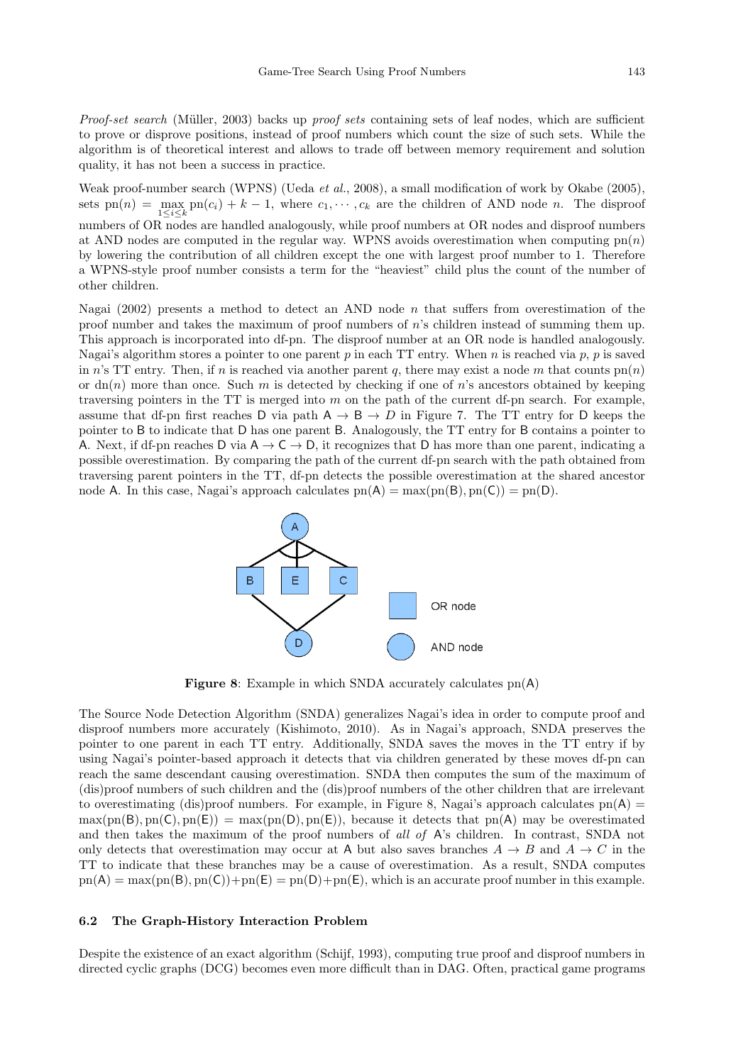*Proof-set search* (Müller, 2003) backs up *proof sets* containing sets of leaf nodes, which are sufficient to prove or disprove positions, instead of proof numbers which count the size of such sets. While the algorithm is of theoretical interest and allows to trade off between memory requirement and solution quality, it has not been a success in practice.

Weak proof-number search (WPNS) (Ueda *et al.*, 2008), a small modification of work by Okabe (2005), sets $\mathrm{pn}(n) = \max_{1 \le i \le k} \mathrm{pn}(c_i) + k - 1$, where $c_1, \cdots, c_k$ are the children of AND node $n$. The disproof numbers of OR nodes are handled analogously, while proof numbers at OR nodes and disproof numbers at AND nodes are computed in the regular way. WPNS avoids overestimation when computing $\mathrm{pn}(n)$ by lowering the contribution of all children except the one with largest proof number to 1. Therefore a WPNS-style proof number consists a term for the "heaviest" child plus the count of the number of other children.

Nagai (2002) presents a method to detect an AND node $n$ that suffers from overestimation of the proof number and takes the maximum of proof numbers of $n$'s children instead of summing them up. This approach is incorporated into df-pn. The disproof number at an OR node is handled analogously. Nagai's algorithm stores a pointer to one parent $p$ in each TT entry. When $n$ is reached via $p$, $p$ is saved in $n$'s TT entry. Then, if $n$ is reached via another parent $q$, there may exist a node $m$ that counts $\mathrm{pn}(n)$ or $\mathrm{dn}(n)$ more than once. Such $m$ is detected by checking if one of $n$'s ancestors obtained by keeping traversing pointers in the TT is merged into $m$ on the path of the current df-pn search. For example, assume that df-pn first reaches D via path $\mathsf{A} \rightarrow \mathsf{B} \rightarrow D$ in Figure 7. The TT entry for D keeps the pointer to B to indicate that D has one parent B. Analogously, the TT entry for B contains a pointer to A. Next, if df-pn reaches D via $\mathsf{A} \rightarrow \mathsf{C} \rightarrow \mathsf{D}$, it recognizes that D has more than one parent, indicating a possible overestimation. By comparing the path of the current df-pn search with the path obtained from traversing parent pointers in the TT, df-pn detects the possible overestimation at the shared ancestor node A. In this case, Nagai's approach calculates $\mathrm{pn}(\mathsf{A}) = \max(\mathrm{pn}(\mathsf{B}), \mathrm{pn}(\mathsf{C})) = \mathrm{pn}(\mathsf{D})$.

**Figure 8**: Example in which SNDA accurately calculates $\mathrm{pn}(\mathsf{A})$

The Source Node Detection Algorithm (SNDA) generalizes Nagai's idea in order to compute proof and disproof numbers more accurately (Kishimoto, 2010). As in Nagai's approach, SNDA preserves the pointer to one parent in each TT entry. Additionally, SNDA saves the moves in the TT entry if by using Nagai's pointer-based approach it detects that via children generated by these moves df-pn can reach the same descendant causing overestimation. SNDA then computes the sum of the maximum of (dis)proof numbers of such children and the (dis)proof numbers of the other children that are irrelevant to overestimating (dis)proof numbers. For example, in Figure 8, Nagai's approach calculates $\mathrm{pn}(\mathsf{A}) = \max(\mathrm{pn}(\mathsf{B}), \mathrm{pn}(\mathsf{C}), \mathrm{pn}(\mathsf{E})) = \max(\mathrm{pn}(\mathsf{D}), \mathrm{pn}(\mathsf{E}))$, because it detects that $\mathrm{pn}(\mathsf{A})$ may be overestimated and then takes the maximum of the proof numbers of *all of* A's children. In contrast, SNDA not only detects that overestimation may occur at A but also saves branches $A \rightarrow B$ and $A \rightarrow C$ in the TT to indicate that these branches may be a cause of overestimation. As a result, SNDA computes $\mathrm{pn}(\mathsf{A}) = \max(\mathrm{pn}(\mathsf{B}), \mathrm{pn}(\mathsf{C})) + \mathrm{pn}(\mathsf{E}) = \mathrm{pn}(\mathsf{D}) + \mathrm{pn}(\mathsf{E})$, which is an accurate proof number in this example.

### 6.2 The Graph-History Interaction Problem

Despite the existence of an exact algorithm (Schijf, 1993), computing true proof and disproof numbers in directed cyclic graphs (DCG) becomes even more difficult than in DAG. Often, practical game programs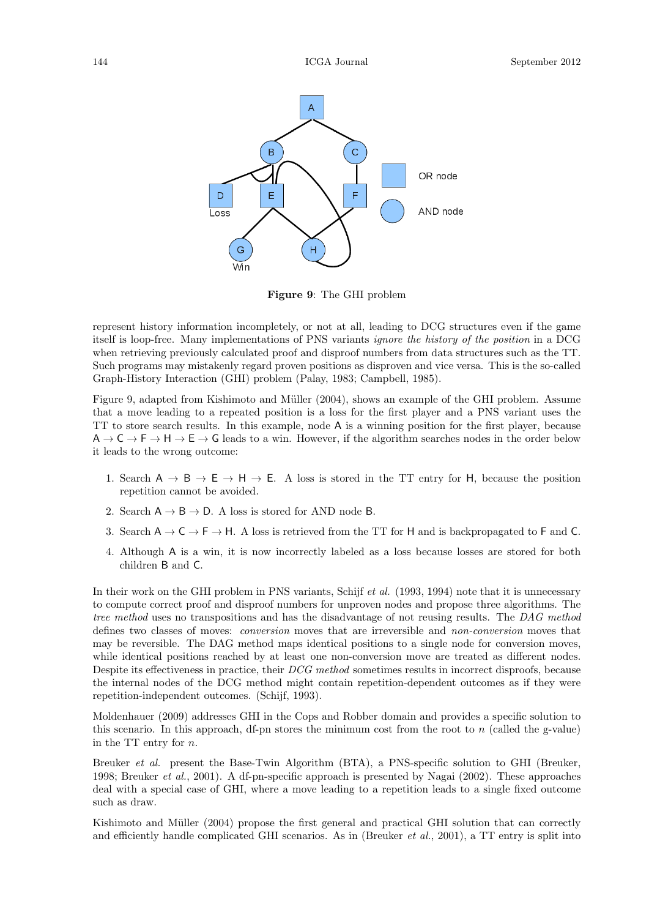**Figure 9**: The GHI problem

represent history information incompletely, or not at all, leading to DCG structures even if the game itself is loop-free. Many implementations of PNS variants *ignore the history of the position* in a DCG when retrieving previously calculated proof and disproof numbers from data structures such as the TT. Such programs may mistakenly regard proven positions as disproven and vice versa. This is the so-called Graph-History Interaction (GHI) problem (Palay, 1983; Campbell, 1985).

Figure 9, adapted from Kishimoto and Müller (2004), shows an example of the GHI problem. Assume that a move leading to a repeated position is a loss for the first player and a PNS variant uses the TT to store search results. In this example, node A is a winning position for the first player, because A → C → F → H → E → G leads to a win. However, if the algorithm searches nodes in the order below it leads to the wrong outcome:

1. Search A → B → E → H → E. A loss is stored in the TT entry for H, because the position repetition cannot be avoided.
2. Search A → B → D. A loss is stored for AND node B.
3. Search A → C → F → H. A loss is retrieved from the TT for H and is backpropagated to F and C.
4. Although A is a win, it is now incorrectly labeled as a loss because losses are stored for both children B and C.

In their work on the GHI problem in PNS variants, Schijf *et al.* (1993, 1994) note that it is unnecessary to compute correct proof and disproof numbers for unproven nodes and propose three algorithms. The *tree method* uses no transpositions and has the disadvantage of not reusing results. The *DAG method* defines two classes of moves: *conversion* moves that are irreversible and *non-conversion* moves that may be reversible. The DAG method maps identical positions to a single node for conversion moves, while identical positions reached by at least one non-conversion move are treated as different nodes. Despite its effectiveness in practice, their *DCG method* sometimes results in incorrect disproofs, because the internal nodes of the DCG method might contain repetition-dependent outcomes as if they were repetition-independent outcomes. (Schijf, 1993).

Moldenhauer (2009) addresses GHI in the Cops and Robber domain and provides a specific solution to this scenario. In this approach, df-pn stores the minimum cost from the root to $n$ (called the g-value) in the TT entry for $n$.

Breuker *et al.* present the Base-Twin Algorithm (BTA), a PNS-specific solution to GHI (Breuker, 1998; Breuker *et al.*, 2001). A df-pn-specific approach is presented by Nagai (2002). These approaches deal with a special case of GHI, where a move leading to a repetition leads to a single fixed outcome such as draw.

Kishimoto and Müller (2004) propose the first general and practical GHI solution that can correctly and efficiently handle complicated GHI scenarios. As in (Breuker *et al.*, 2001), a TT entry is split into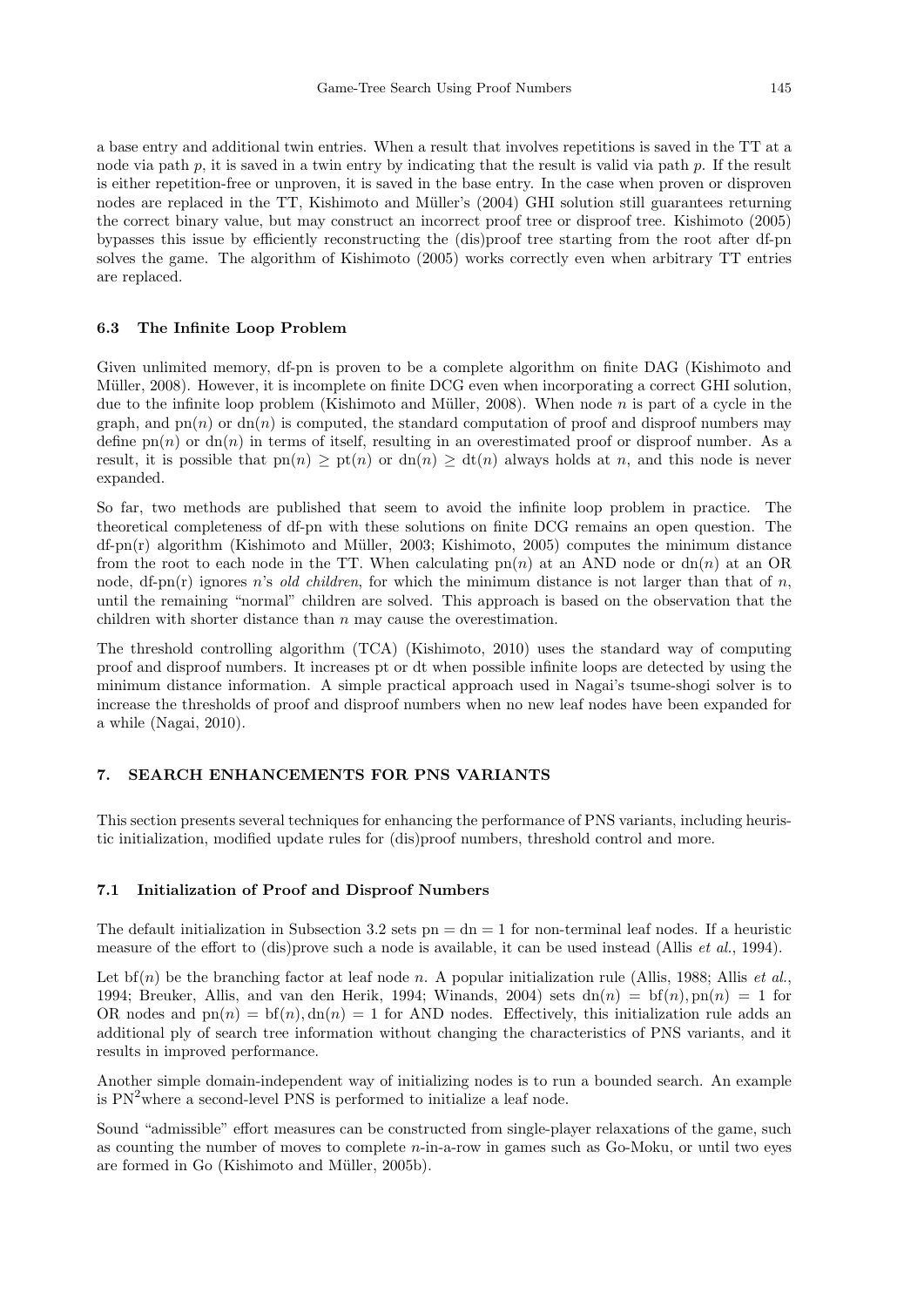a base entry and additional twin entries. When a result that involves repetitions is saved in the TT at a node via path $p$, it is saved in a twin entry by indicating that the result is valid via path $p$. If the result is either repetition-free or unproven, it is saved in the base entry. In the case when proven or disproven nodes are replaced in the TT, Kishimoto and Müller's (2004) GHI solution still guarantees returning the correct binary value, but may construct an incorrect proof tree or disproof tree. Kishimoto (2005) bypasses this issue by efficiently reconstructing the (dis)proof tree starting from the root after df-pn solves the game. The algorithm of Kishimoto (2005) works correctly even when arbitrary TT entries are replaced.

### 6.3 The Infinite Loop Problem

Given unlimited memory, df-pn is proven to be a complete algorithm on finite DAG (Kishimoto and Müller, 2008). However, it is incomplete on finite DCG even when incorporating a correct GHI solution, due to the infinite loop problem (Kishimoto and Müller, 2008). When node $n$ is part of a cycle in the graph, and $\text{pn}(n)$ or $\text{dn}(n)$ is computed, the standard computation of proof and disproof numbers may define $\text{pn}(n)$ or $\text{dn}(n)$ in terms of itself, resulting in an overestimated proof or disproof number. As a result, it is possible that $\text{pn}(n) \geq \text{pt}(n)$ or $\text{dn}(n) \geq \text{dt}(n)$ always holds at $n$, and this node is never expanded.

So far, two methods are published that seem to avoid the infinite loop problem in practice. The theoretical completeness of df-pn with these solutions on finite DCG remains an open question. The df-pn(r) algorithm (Kishimoto and Müller, 2003; Kishimoto, 2005) computes the minimum distance from the root to each node in the TT. When calculating $\text{pn}(n)$ at an AND node or $\text{dn}(n)$ at an OR node, df-pn(r) ignores $n$'s *old children*, for which the minimum distance is not larger than that of $n$, until the remaining "normal" children are solved. This approach is based on the observation that the children with shorter distance than $n$ may cause the overestimation.

The threshold controlling algorithm (TCA) (Kishimoto, 2010) uses the standard way of computing proof and disproof numbers. It increases pt or dt when possible infinite loops are detected by using the minimum distance information. A simple practical approach used in Nagai's tsume-shogi solver is to increase the thresholds of proof and disproof numbers when no new leaf nodes have been expanded for a while (Nagai, 2010).

## 7. SEARCH ENHANCEMENTS FOR PNS VARIANTS

This section presents several techniques for enhancing the performance of PNS variants, including heuristic initialization, modified update rules for (dis)proof numbers, threshold control and more.

### 7.1 Initialization of Proof and Disproof Numbers

The default initialization in Subsection 3.2 sets $\text{pn} = \text{dn} = 1$ for non-terminal leaf nodes. If a heuristic measure of the effort to (dis)prove such a node is available, it can be used instead (Allis *et al.*, 1994).

Let $\text{bf}(n)$ be the branching factor at leaf node $n$. A popular initialization rule (Allis, 1988; Allis *et al.*, 1994; Breuker, Allis, and van den Herik, 1994; Winands, 2004) sets $\text{dn}(n) = \text{bf}(n), \text{pn}(n) = 1$ for OR nodes and $\text{pn}(n) = \text{bf}(n), \text{dn}(n) = 1$ for AND nodes. Effectively, this initialization rule adds an additional ply of search tree information without changing the characteristics of PNS variants, and it results in improved performance.

Another simple domain-independent way of initializing nodes is to run a bounded search. An example is $\text{PN}^2$where a second-level PNS is performed to initialize a leaf node.

Sound "admissible" effort measures can be constructed from single-player relaxations of the game, such as counting the number of moves to complete $n$-in-a-row in games such as Go-Moku, or until two eyes are formed in Go (Kishimoto and Müller, 2005b).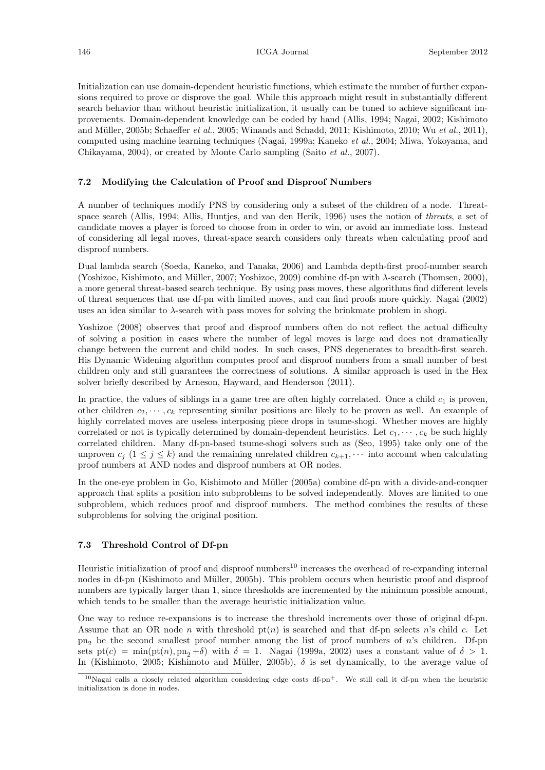Initialization can use domain-dependent heuristic functions, which estimate the number of further expansions required to prove or disprove the goal. While this approach might result in substantially different search behavior than without heuristic initialization, it usually can be tuned to achieve significant improvements. Domain-dependent knowledge can be coded by hand (Allis, 1994; Nagai, 2002; Kishimoto and Müller, 2005b; Schaeffer *et al.*, 2005; Winands and Schadd, 2011; Kishimoto, 2010; Wu *et al.*, 2011), computed using machine learning techniques (Nagai, 1999a; Kaneko *et al.*, 2004; Miwa, Yokoyama, and Chikayama, 2004), or created by Monte Carlo sampling (Saito *et al.*, 2007).

### 7.2 Modifying the Calculation of Proof and Disproof Numbers

A number of techniques modify PNS by considering only a subset of the children of a node. Threat-space search (Allis, 1994; Allis, Huntjes, and van den Herik, 1996) uses the notion of *threats*, a set of candidate moves a player is forced to choose from in order to win, or avoid an immediate loss. Instead of considering all legal moves, threat-space search considers only threats when calculating proof and disproof numbers.

Dual lambda search (Soeda, Kaneko, and Tanaka, 2006) and Lambda depth-first proof-number search (Yoshizoe, Kishimoto, and Müller, 2007; Yoshizoe, 2009) combine df-pn with $\lambda$-search (Thomsen, 2000), a more general threat-based search technique. By using pass moves, these algorithms find different levels of threat sequences that use df-pn with limited moves, and can find proofs more quickly. Nagai (2002) uses an idea similar to $\lambda$-search with pass moves for solving the brinkmate problem in shogi.

Yoshizoe (2008) observes that proof and disproof numbers often do not reflect the actual difficulty of solving a position in cases where the number of legal moves is large and does not dramatically change between the current and child nodes. In such cases, PNS degenerates to breadth-first search. His Dynamic Widening algorithm computes proof and disproof numbers from a small number of best children only and still guarantees the correctness of solutions. A similar approach is used in the Hex solver briefly described by Arneson, Hayward, and Henderson (2011).

In practice, the values of siblings in a game tree are often highly correlated. Once a child $c_1$ is proven, other children $c_2, \cdots, c_k$ representing similar positions are likely to be proven as well. An example of highly correlated moves are useless interposing piece drops in tsume-shogi. Whether moves are highly correlated or not is typically determined by domain-dependent heuristics. Let $c_1, \cdots, c_k$ be such highly correlated children. Many df-pn-based tsume-shogi solvers such as (Seo, 1995) take only one of the unproven $c_j$ $(1 \leq j \leq k)$ and the remaining unrelated children $c_{k+1}, \cdots$ into account when calculating proof numbers at AND nodes and disproof numbers at OR nodes.

In the one-eye problem in Go, Kishimoto and Müller (2005a) combine df-pn with a divide-and-conquer approach that splits a position into subproblems to be solved independently. Moves are limited to one subproblem, which reduces proof and disproof numbers. The method combines the results of these subproblems for solving the original position.

### 7.3 Threshold Control of Df-pn

Heuristic initialization of proof and disproof numbers[10] increases the overhead of re-expanding internal nodes in df-pn (Kishimoto and Müller, 2005b). This problem occurs when heuristic proof and disproof numbers are typically larger than 1, since thresholds are incremented by the minimum possible amount, which tends to be smaller than the average heuristic initialization value.

One way to reduce re-expansions is to increase the threshold increments over those of original df-pn. Assume that an OR node $n$ with threshold $\mathrm{pt}(n)$ is searched and that df-pn selects $n$'s child $c$. Let $\mathrm{pn}_2$ be the second smallest proof number among the list of proof numbers of $n$'s children. Df-pn sets $\mathrm{pt}(c) = \min(\mathrm{pt}(n), \mathrm{pn}_2 + \delta)$ with $\delta = 1$. Nagai (1999a, 2002) uses a constant value of $\delta > 1$. In (Kishimoto, 2005; Kishimoto and Müller, 2005b), $\delta$ is set dynamically, to the average value of

[10] Nagai calls a closely related algorithm considering edge costs df-pn$^+$. We still call it df-pn when the heuristic initialization is done in nodes.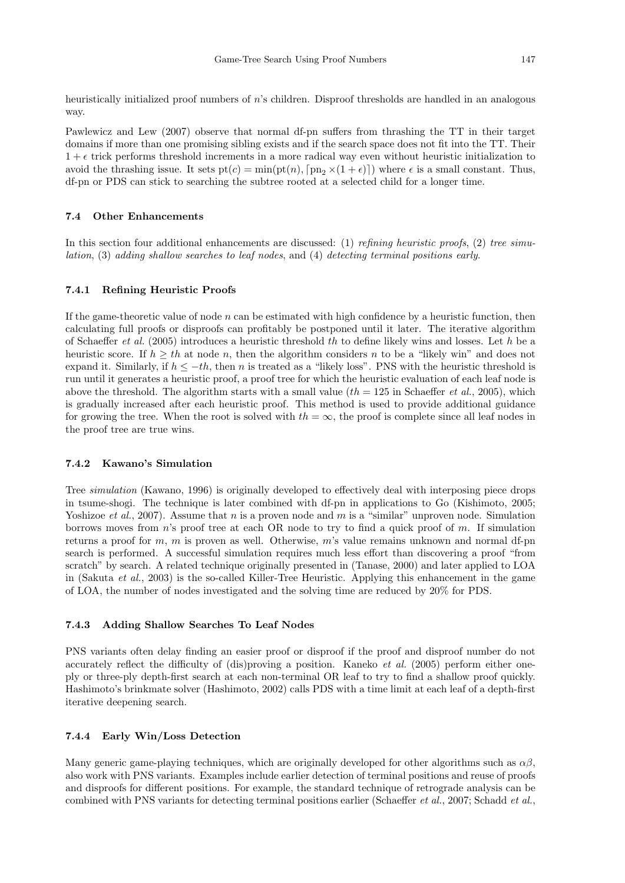heuristically initialized proof numbers of $n$'s children. Disproof thresholds are handled in an analogous way.

Pawlewicz and Lew (2007) observe that normal df-pn suffers from thrashing the TT in their target domains if more than one promising sibling exists and if the search space does not fit into the TT. Their $1+\epsilon$ trick performs threshold increments in a more radical way even without heuristic initialization to avoid the thrashing issue. It sets $\text{pt}(c) = \min(\text{pt}(n), \lceil \text{pn}_2 \times (1+\epsilon) \rceil)$ where $\epsilon$ is a small constant. Thus, df-pn or PDS can stick to searching the subtree rooted at a selected child for a longer time.

### 7.4 Other Enhancements

In this section four additional enhancements are discussed: (1) *refining heuristic proofs*, (2) *tree simulation*, (3) *adding shallow searches to leaf nodes*, and (4) *detecting terminal positions early*.

#### 7.4.1 Refining Heuristic Proofs

If the game-theoretic value of node $n$ can be estimated with high confidence by a heuristic function, then calculating full proofs or disproofs can profitably be postponed until it later. The iterative algorithm of Schaeffer *et al.* (2005) introduces a heuristic threshold $th$ to define likely wins and losses. Let $h$ be a heuristic score. If $h \geq th$ at node $n$, then the algorithm considers $n$ to be a "likely win" and does not expand it. Similarly, if $h \leq -th$, then $n$ is treated as a "likely loss". PNS with the heuristic threshold is run until it generates a heuristic proof, a proof tree for which the heuristic evaluation of each leaf node is above the threshold. The algorithm starts with a small value ($th = 125$ in Schaeffer *et al.*, 2005), which is gradually increased after each heuristic proof. This method is used to provide additional guidance for growing the tree. When the root is solved with $th = \infty$, the proof is complete since all leaf nodes in the proof tree are true wins.

#### 7.4.2 Kawano's Simulation

Tree *simulation* (Kawano, 1996) is originally developed to effectively deal with interposing piece drops in tsume-shogi. The technique is later combined with df-pn in applications to Go (Kishimoto, 2005; Yoshizoe *et al.*, 2007). Assume that $n$ is a proven node and $m$ is a "similar" unproven node. Simulation borrows moves from $n$'s proof tree at each OR node to try to find a quick proof of $m$. If simulation returns a proof for $m$, $m$ is proven as well. Otherwise, $m$'s value remains unknown and normal df-pn search is performed. A successful simulation requires much less effort than discovering a proof "from scratch" by search. A related technique originally presented in (Tanase, 2000) and later applied to LOA in (Sakuta *et al.*, 2003) is the so-called Killer-Tree Heuristic. Applying this enhancement in the game of LOA, the number of nodes investigated and the solving time are reduced by 20% for PDS.

#### 7.4.3 Adding Shallow Searches To Leaf Nodes

PNS variants often delay finding an easier proof or disproof if the proof and disproof number do not accurately reflect the difficulty of (dis)proving a position. Kaneko *et al.* (2005) perform either one-ply or three-ply depth-first search at each non-terminal OR leaf to try to find a shallow proof quickly. Hashimoto's brinkmate solver (Hashimoto, 2002) calls PDS with a time limit at each leaf of a depth-first iterative deepening search.

#### 7.4.4 Early Win/Loss Detection

Many generic game-playing techniques, which are originally developed for other algorithms such as $\alpha\beta$, also work with PNS variants. Examples include earlier detection of terminal positions and reuse of proofs and disproofs for different positions. For example, the standard technique of retrograde analysis can be combined with PNS variants for detecting terminal positions earlier (Schaeffer *et al.*, 2007; Schadd *et al.*,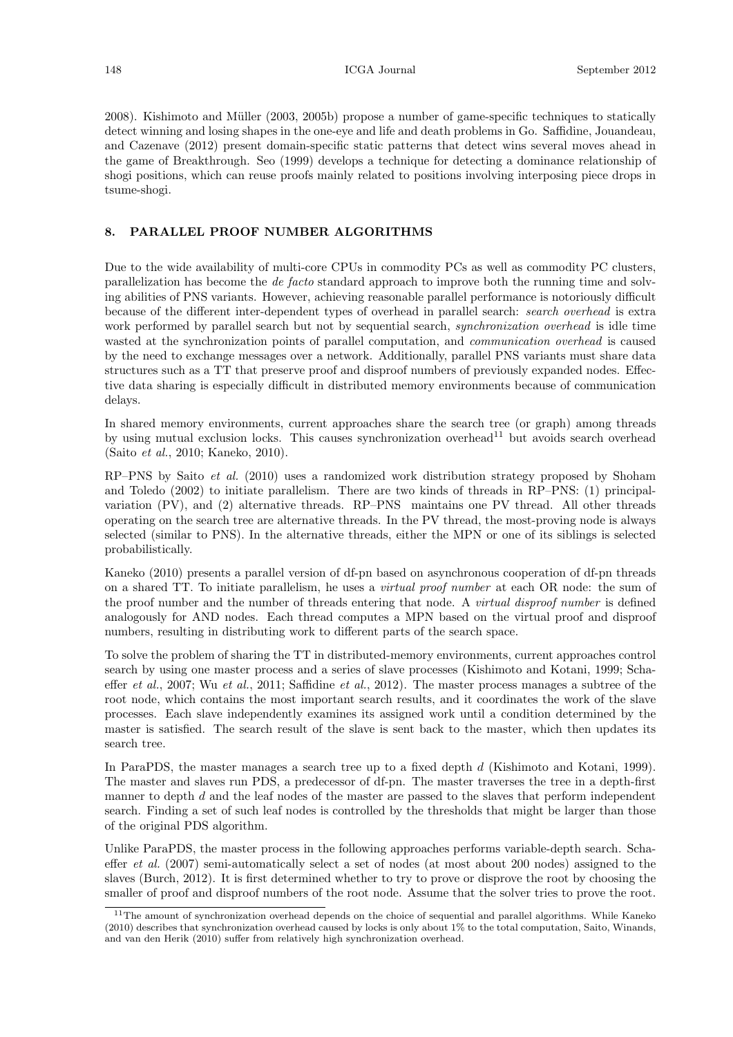2008). Kishimoto and Müller (2003, 2005b) propose a number of game-specific techniques to statically detect winning and losing shapes in the one-eye and life and death problems in Go. Saffidine, Jouandeau, and Cazenave (2012) present domain-specific static patterns that detect wins several moves ahead in the game of Breakthrough. Seo (1999) develops a technique for detecting a dominance relationship of shogi positions, which can reuse proofs mainly related to positions involving interposing piece drops in tsume-shogi.

## 8. PARALLEL PROOF NUMBER ALGORITHMS

Due to the wide availability of multi-core CPUs in commodity PCs as well as commodity PC clusters, parallelization has become the *de facto* standard approach to improve both the running time and solving abilities of PNS variants. However, achieving reasonable parallel performance is notoriously difficult because of the different inter-dependent types of overhead in parallel search: *search overhead* is extra work performed by parallel search but not by sequential search, *synchronization overhead* is idle time wasted at the synchronization points of parallel computation, and *communication overhead* is caused by the need to exchange messages over a network. Additionally, parallel PNS variants must share data structures such as a TT that preserve proof and disproof numbers of previously expanded nodes. Effective data sharing is especially difficult in distributed memory environments because of communication delays.

In shared memory environments, current approaches share the search tree (or graph) among threads by using mutual exclusion locks. This causes synchronization overhead[11] but avoids search overhead (Saito *et al.*, 2010; Kaneko, 2010).

RP–PNS by Saito *et al.* (2010) uses a randomized work distribution strategy proposed by Shoham and Toledo (2002) to initiate parallelism. There are two kinds of threads in RP–PNS: (1) principal-variation (PV), and (2) alternative threads. RP–PNS maintains one PV thread. All other threads operating on the search tree are alternative threads. In the PV thread, the most-proving node is always selected (similar to PNS). In the alternative threads, either the MPN or one of its siblings is selected probabilistically.

Kaneko (2010) presents a parallel version of df-pn based on asynchronous cooperation of df-pn threads on a shared TT. To initiate parallelism, he uses a *virtual proof number* at each OR node: the sum of the proof number and the number of threads entering that node. A *virtual disproof number* is defined analogously for AND nodes. Each thread computes a MPN based on the virtual proof and disproof numbers, resulting in distributing work to different parts of the search space.

To solve the problem of sharing the TT in distributed-memory environments, current approaches control search by using one master process and a series of slave processes (Kishimoto and Kotani, 1999; Schaeffer *et al.*, 2007; Wu *et al.*, 2011; Saffidine *et al.*, 2012). The master process manages a subtree of the root node, which contains the most important search results, and it coordinates the work of the slave processes. Each slave independently examines its assigned work until a condition determined by the master is satisfied. The search result of the slave is sent back to the master, which then updates its search tree.

In ParaPDS, the master manages a search tree up to a fixed depth $d$ (Kishimoto and Kotani, 1999). The master and slaves run PDS, a predecessor of df-pn. The master traverses the tree in a depth-first manner to depth $d$ and the leaf nodes of the master are passed to the slaves that perform independent search. Finding a set of such leaf nodes is controlled by the thresholds that might be larger than those of the original PDS algorithm.

Unlike ParaPDS, the master process in the following approaches performs variable-depth search. Schaeffer *et al.* (2007) semi-automatically select a set of nodes (at most about 200 nodes) assigned to the slaves (Burch, 2012). It is first determined whether to try to prove or disprove the root by choosing the smaller of proof and disproof numbers of the root node. Assume that the solver tries to prove the root.

[11] The amount of synchronization overhead depends on the choice of sequential and parallel algorithms. While Kaneko (2010) describes that synchronization overhead caused by locks is only about 1% to the total computation, Saito, Winands, and van den Herik (2010) suffer from relatively high synchronization overhead.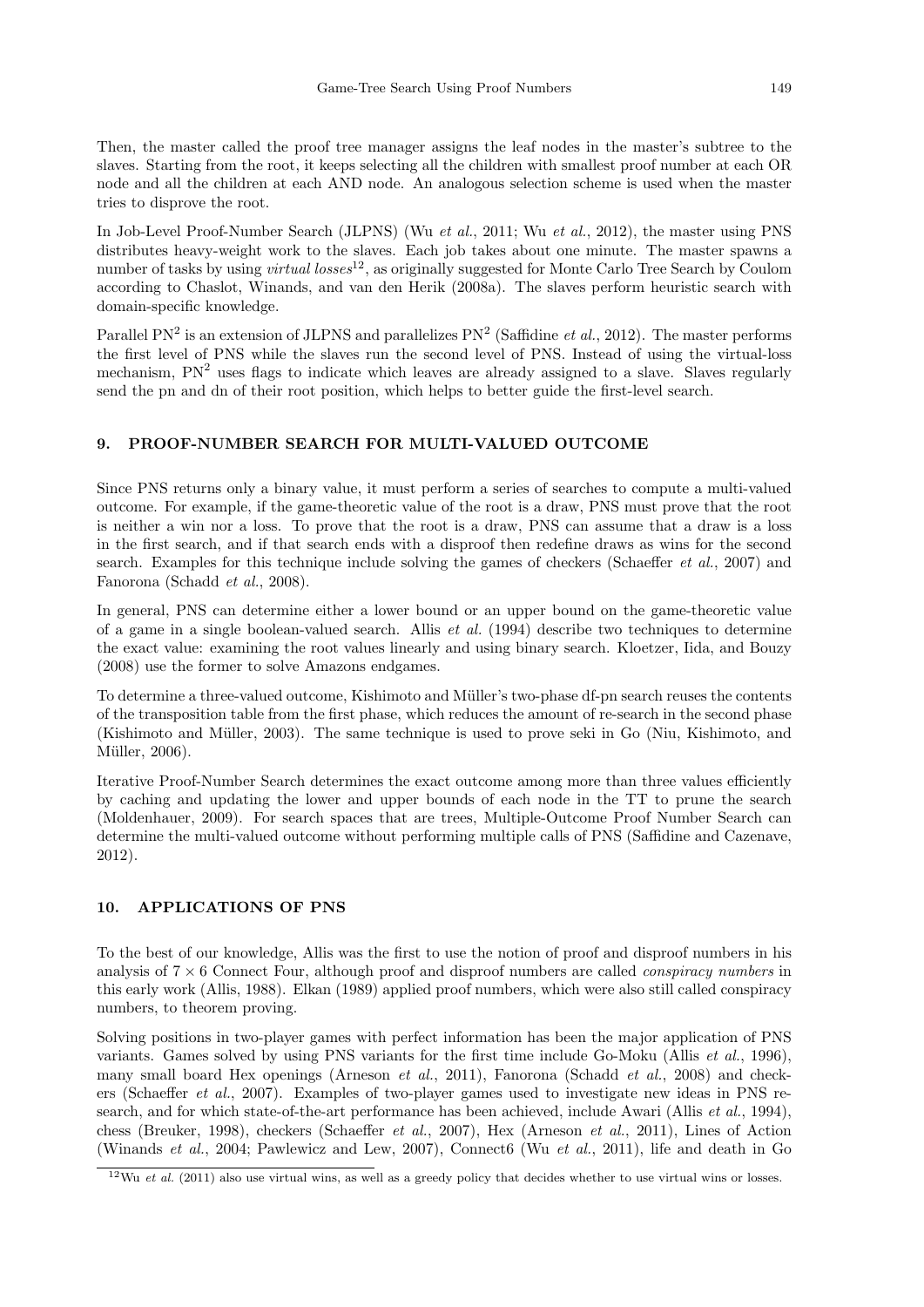Then, the master called the proof tree manager assigns the leaf nodes in the master's subtree to the slaves. Starting from the root, it keeps selecting all the children with smallest proof number at each OR node and all the children at each AND node. An analogous selection scheme is used when the master tries to disprove the root.

In Job-Level Proof-Number Search (JLPNS) (Wu *et al.*, 2011; Wu *et al.*, 2012), the master using PNS distributes heavy-weight work to the slaves. Each job takes about one minute. The master spawns a number of tasks by using *virtual losses*[12], as originally suggested for Monte Carlo Tree Search by Coulom according to Chaslot, Winands, and van den Herik (2008a). The slaves perform heuristic search with domain-specific knowledge.

Parallel $PN^2$ is an extension of JLPNS and parallelizes $PN^2$ (Saffidine *et al.*, 2012). The master performs the first level of PNS while the slaves run the second level of PNS. Instead of using the virtual-loss mechanism, $PN^2$ uses flags to indicate which leaves are already assigned to a slave. Slaves regularly send the pn and dn of their root position, which helps to better guide the first-level search.

## 9. PROOF-NUMBER SEARCH FOR MULTI-VALUED OUTCOME

Since PNS returns only a binary value, it must perform a series of searches to compute a multi-valued outcome. For example, if the game-theoretic value of the root is a draw, PNS must prove that the root is neither a win nor a loss. To prove that the root is a draw, PNS can assume that a draw is a loss in the first search, and if that search ends with a disproof then redefine draws as wins for the second search. Examples for this technique include solving the games of checkers (Schaeffer *et al.*, 2007) and Fanorona (Schadd *et al.*, 2008).

In general, PNS can determine either a lower bound or an upper bound on the game-theoretic value of a game in a single boolean-valued search. Allis *et al.* (1994) describe two techniques to determine the exact value: examining the root values linearly and using binary search. Kloetzer, Iida, and Bouzy (2008) use the former to solve Amazons endgames.

To determine a three-valued outcome, Kishimoto and Müller's two-phase df-pn search reuses the contents of the transposition table from the first phase, which reduces the amount of re-search in the second phase (Kishimoto and Müller, 2003). The same technique is used to prove seki in Go (Niu, Kishimoto, and Müller, 2006).

Iterative Proof-Number Search determines the exact outcome among more than three values efficiently by caching and updating the lower and upper bounds of each node in the TT to prune the search (Moldenhauer, 2009). For search spaces that are trees, Multiple-Outcome Proof Number Search can determine the multi-valued outcome without performing multiple calls of PNS (Saffidine and Cazenave, 2012).

## 10. APPLICATIONS OF PNS

To the best of our knowledge, Allis was the first to use the notion of proof and disproof numbers in his analysis of $7 \times 6$ Connect Four, although proof and disproof numbers are called *conspiracy numbers* in this early work (Allis, 1988). Elkan (1989) applied proof numbers, which were also still called conspiracy numbers, to theorem proving.

Solving positions in two-player games with perfect information has been the major application of PNS variants. Games solved by using PNS variants for the first time include Go-Moku (Allis *et al.*, 1996), many small board Hex openings (Arneson *et al.*, 2011), Fanorona (Schadd *et al.*, 2008) and checkers (Schaeffer *et al.*, 2007). Examples of two-player games used to investigate new ideas in PNS research, and for which state-of-the-art performance has been achieved, include Awari (Allis *et al.*, 1994), chess (Breuker, 1998), checkers (Schaeffer *et al.*, 2007), Hex (Arneson *et al.*, 2011), Lines of Action (Winands *et al.*, 2004; Pawlewicz and Lew, 2007), Connect6 (Wu *et al.*, 2011), life and death in Go

[12] Wu *et al.* (2011) also use virtual wins, as well as a greedy policy that decides whether to use virtual wins or losses.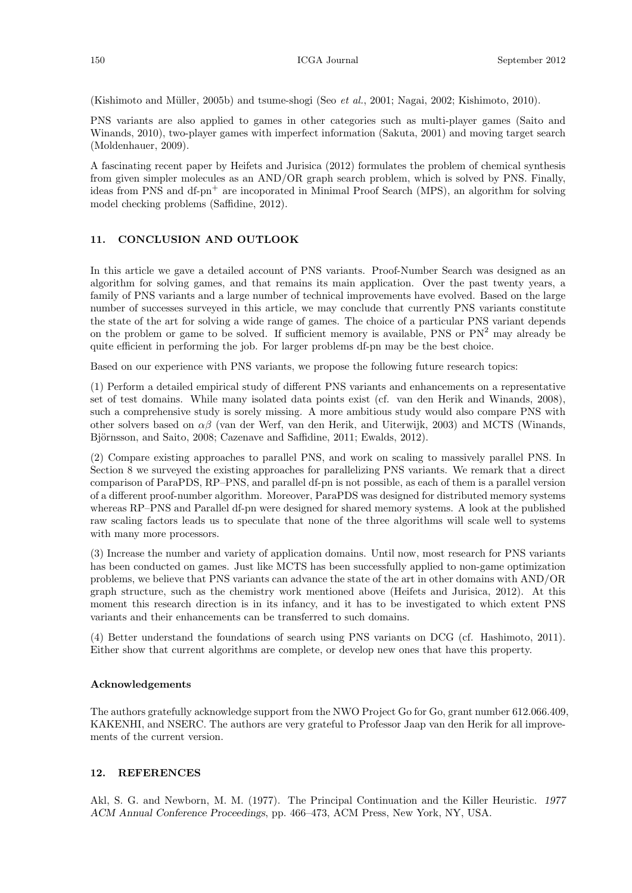(Kishimoto and Müller, 2005b) and tsume-shogi (Seo *et al.*, 2001; Nagai, 2002; Kishimoto, 2010).

PNS variants are also applied to games in other categories such as multi-player games (Saito and Winands, 2010), two-player games with imperfect information (Sakuta, 2001) and moving target search (Moldenhauer, 2009).

A fascinating recent paper by Heifets and Jurisica (2012) formulates the problem of chemical synthesis from given simpler molecules as an AND/OR graph search problem, which is solved by PNS. Finally, ideas from PNS and df-pn$^+$ are incoporated in Minimal Proof Search (MPS), an algorithm for solving model checking problems (Saffidine, 2012).

## 11. CONCLUSION AND OUTLOOK

In this article we gave a detailed account of PNS variants. Proof-Number Search was designed as an algorithm for solving games, and that remains its main application. Over the past twenty years, a family of PNS variants and a large number of technical improvements have evolved. Based on the large number of successes surveyed in this article, we may conclude that currently PNS variants constitute the state of the art for solving a wide range of games. The choice of a particular PNS variant depends on the problem or game to be solved. If sufficient memory is available, PNS or PN$^2$ may already be quite efficient in performing the job. For larger problems df-pn may be the best choice.

Based on our experience with PNS variants, we propose the following future research topics:

(1) Perform a detailed empirical study of different PNS variants and enhancements on a representative set of test domains. While many isolated data points exist (cf. van den Herik and Winands, 2008), such a comprehensive study is sorely missing. A more ambitious study would also compare PNS with other solvers based on $\alpha\beta$ (van der Werf, van den Herik, and Uiterwijk, 2003) and MCTS (Winands, Björnsson, and Saito, 2008; Cazenave and Saffidine, 2011; Ewalds, 2012).

(2) Compare existing approaches to parallel PNS, and work on scaling to massively parallel PNS. In Section 8 we surveyed the existing approaches for parallelizing PNS variants. We remark that a direct comparison of ParaPDS, RP–PNS, and parallel df-pn is not possible, as each of them is a parallel version of a different proof-number algorithm. Moreover, ParaPDS was designed for distributed memory systems whereas RP–PNS and Parallel df-pn were designed for shared memory systems. A look at the published raw scaling factors leads us to speculate that none of the three algorithms will scale well to systems with many more processors.

(3) Increase the number and variety of application domains. Until now, most research for PNS variants has been conducted on games. Just like MCTS has been successfully applied to non-game optimization problems, we believe that PNS variants can advance the state of the art in other domains with AND/OR graph structure, such as the chemistry work mentioned above (Heifets and Jurisica, 2012). At this moment this research direction is in its infancy, and it has to be investigated to which extent PNS variants and their enhancements can be transferred to such domains.

(4) Better understand the foundations of search using PNS variants on DCG (cf. Hashimoto, 2011). Either show that current algorithms are complete, or develop new ones that have this property.

### Acknowledgements

The authors gratefully acknowledge support from the NWO Project Go for Go, grant number 612.066.409, KAKENHI, and NSERC. The authors are very grateful to Professor Jaap van den Herik for all improvements of the current version.

## 12. REFERENCES

Akl, S. G. and Newborn, M. M. (1977). The Principal Continuation and the Killer Heuristic. *1977 ACM Annual Conference Proceedings*, pp. 466–473, ACM Press, New York, NY, USA.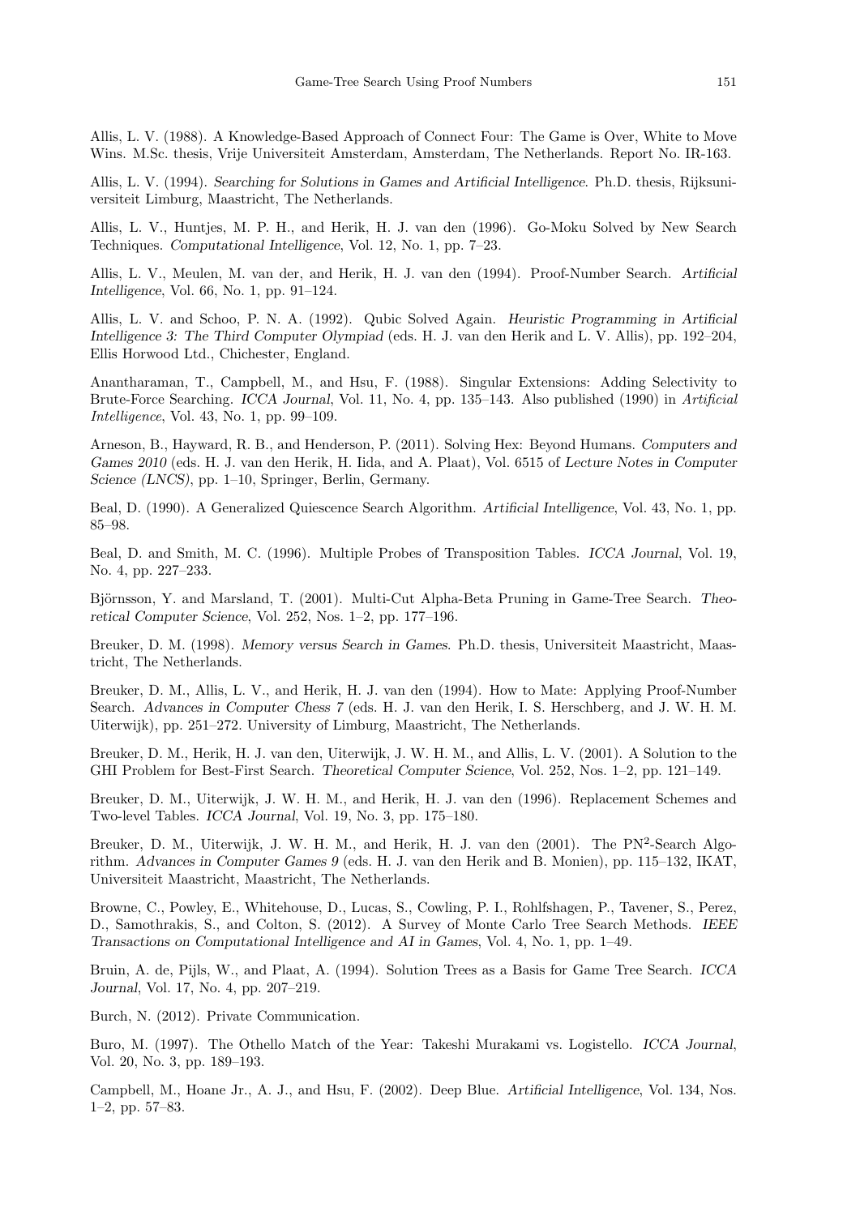Allis, L. V. (1988). A Knowledge-Based Approach of Connect Four: The Game is Over, White to Move Wins. M.Sc. thesis, Vrije Universiteit Amsterdam, Amsterdam, The Netherlands. Report No. IR-163.

Allis, L. V. (1994). *Searching for Solutions in Games and Artificial Intelligence*. Ph.D. thesis, Rijksuniversiteit Limburg, Maastricht, The Netherlands.

Allis, L. V., Huntjes, M. P. H., and Herik, H. J. van den (1996). Go-Moku Solved by New Search Techniques. *Computational Intelligence*, Vol. 12, No. 1, pp. 7–23.

Allis, L. V., Meulen, M. van der, and Herik, H. J. van den (1994). Proof-Number Search. *Artificial Intelligence*, Vol. 66, No. 1, pp. 91–124.

Allis, L. V. and Schoo, P. N. A. (1992). Qubic Solved Again. *Heuristic Programming in Artificial Intelligence 3: The Third Computer Olympiad* (eds. H. J. van den Herik and L. V. Allis), pp. 192–204, Ellis Horwood Ltd., Chichester, England.

Anantharaman, T., Campbell, M., and Hsu, F. (1988). Singular Extensions: Adding Selectivity to Brute-Force Searching. *ICCA Journal*, Vol. 11, No. 4, pp. 135–143. Also published (1990) in *Artificial Intelligence*, Vol. 43, No. 1, pp. 99–109.

Arneson, B., Hayward, R. B., and Henderson, P. (2011). Solving Hex: Beyond Humans. *Computers and Games 2010* (eds. H. J. van den Herik, H. Iida, and A. Plaat), Vol. 6515 of *Lecture Notes in Computer Science (LNCS)*, pp. 1–10, Springer, Berlin, Germany.

Beal, D. (1990). A Generalized Quiescence Search Algorithm. *Artificial Intelligence*, Vol. 43, No. 1, pp. 85–98.

Beal, D. and Smith, M. C. (1996). Multiple Probes of Transposition Tables. *ICCA Journal*, Vol. 19, No. 4, pp. 227–233.

Björnsson, Y. and Marsland, T. (2001). Multi-Cut Alpha-Beta Pruning in Game-Tree Search. *Theoretical Computer Science*, Vol. 252, Nos. 1–2, pp. 177–196.

Breuker, D. M. (1998). *Memory versus Search in Games*. Ph.D. thesis, Universiteit Maastricht, Maastricht, The Netherlands.

Breuker, D. M., Allis, L. V., and Herik, H. J. van den (1994). How to Mate: Applying Proof-Number Search. *Advances in Computer Chess 7* (eds. H. J. van den Herik, I. S. Herschberg, and J. W. H. M. Uiterwijk), pp. 251–272. University of Limburg, Maastricht, The Netherlands.

Breuker, D. M., Herik, H. J. van den, Uiterwijk, J. W. H. M., and Allis, L. V. (2001). A Solution to the GHI Problem for Best-First Search. *Theoretical Computer Science*, Vol. 252, Nos. 1–2, pp. 121–149.

Breuker, D. M., Uiterwijk, J. W. H. M., and Herik, H. J. van den (1996). Replacement Schemes and Two-level Tables. *ICCA Journal*, Vol. 19, No. 3, pp. 175–180.

Breuker, D. M., Uiterwijk, J. W. H. M., and Herik, H. J. van den (2001). The $PN^2$-Search Algorithm. *Advances in Computer Games 9* (eds. H. J. van den Herik and B. Monien), pp. 115–132, IKAT, Universiteit Maastricht, Maastricht, The Netherlands.

Browne, C., Powley, E., Whitehouse, D., Lucas, S., Cowling, P. I., Rohlfshagen, P., Tavener, S., Perez, D., Samothrakis, S., and Colton, S. (2012). A Survey of Monte Carlo Tree Search Methods. *IEEE Transactions on Computational Intelligence and AI in Games*, Vol. 4, No. 1, pp. 1–49.

Bruin, A. de, Pijls, W., and Plaat, A. (1994). Solution Trees as a Basis for Game Tree Search. *ICCA Journal*, Vol. 17, No. 4, pp. 207–219.

Burch, N. (2012). Private Communication.

Buro, M. (1997). The Othello Match of the Year: Takeshi Murakami vs. Logistello. *ICCA Journal*, Vol. 20, No. 3, pp. 189–193.

Campbell, M., Hoane Jr., A. J., and Hsu, F. (2002). Deep Blue. *Artificial Intelligence*, Vol. 134, Nos. 1–2, pp. 57–83.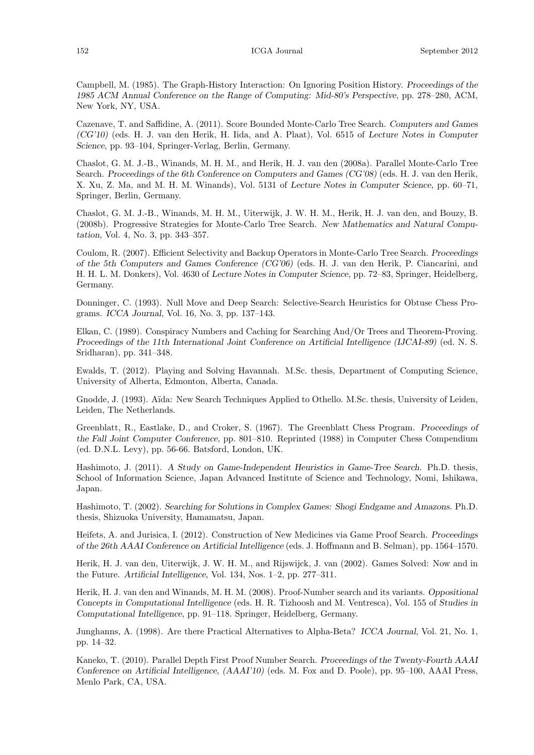Campbell, M. (1985). The Graph-History Interaction: On Ignoring Position History. *Proceedings of the 1985 ACM Annual Conference on the Range of Computing: Mid-80's Perspective*, pp. 278–280, ACM, New York, NY, USA.

Cazenave, T. and Saffidine, A. (2011). Score Bounded Monte-Carlo Tree Search. *Computers and Games (CG'10)* (eds. H. J. van den Herik, H. Iida, and A. Plaat), Vol. 6515 of *Lecture Notes in Computer Science*, pp. 93–104, Springer-Verlag, Berlin, Germany.

Chaslot, G. M. J.-B., Winands, M. H. M., and Herik, H. J. van den (2008a). Parallel Monte-Carlo Tree Search. *Proceedings of the 6th Conference on Computers and Games (CG'08)* (eds. H. J. van den Herik, X. Xu, Z. Ma, and M. H. M. Winands), Vol. 5131 of *Lecture Notes in Computer Science*, pp. 60–71, Springer, Berlin, Germany.

Chaslot, G. M. J.-B., Winands, M. H. M., Uiterwijk, J. W. H. M., Herik, H. J. van den, and Bouzy, B. (2008b). Progressive Strategies for Monte-Carlo Tree Search. *New Mathematics and Natural Computation*, Vol. 4, No. 3, pp. 343–357.

Coulom, R. (2007). Efficient Selectivity and Backup Operators in Monte-Carlo Tree Search. *Proceedings of the 5th Computers and Games Conference (CG'06)* (eds. H. J. van den Herik, P. Ciancarini, and H. H. L. M. Donkers), Vol. 4630 of *Lecture Notes in Computer Science*, pp. 72–83, Springer, Heidelberg, Germany.

Donninger, C. (1993). Null Move and Deep Search: Selective-Search Heuristics for Obtuse Chess Programs. *ICCA Journal*, Vol. 16, No. 3, pp. 137–143.

Elkan, C. (1989). Conspiracy Numbers and Caching for Searching And/Or Trees and Theorem-Proving. *Proceedings of the 11th International Joint Conference on Artificial Intelligence (IJCAI-89)* (ed. N. S. Sridharan), pp. 341–348.

Ewalds, T. (2012). Playing and Solving Havannah. M.Sc. thesis, Department of Computing Science, University of Alberta, Edmonton, Alberta, Canada.

Gnodde, J. (1993). Aïda: New Search Techniques Applied to Othello. M.Sc. thesis, University of Leiden, Leiden, The Netherlands.

Greenblatt, R., Eastlake, D., and Croker, S. (1967). The Greenblatt Chess Program. *Proceedings of the Fall Joint Computer Conference*, pp. 801–810. Reprinted (1988) in Computer Chess Compendium (ed. D.N.L. Levy), pp. 56-66. Batsford, London, UK.

Hashimoto, J. (2011). *A Study on Game-Independent Heuristics in Game-Tree Search*. Ph.D. thesis, School of Information Science, Japan Advanced Institute of Science and Technology, Nomi, Ishikawa, Japan.

Hashimoto, T. (2002). *Searching for Solutions in Complex Games: Shogi Endgame and Amazons*. Ph.D. thesis, Shizuoka University, Hamamatsu, Japan.

Heifets, A. and Jurisica, I. (2012). Construction of New Medicines via Game Proof Search. *Proceedings of the 26th AAAI Conference on Artificial Intelligence* (eds. J. Hoffmann and B. Selman), pp. 1564–1570.

Herik, H. J. van den, Uiterwijk, J. W. H. M., and Rijswijck, J. van (2002). Games Solved: Now and in the Future. *Artificial Intelligence*, Vol. 134, Nos. 1–2, pp. 277–311.

Herik, H. J. van den and Winands, M. H. M. (2008). Proof-Number search and its variants. *Oppositional Concepts in Computational Intelligence* (eds. H. R. Tizhoosh and M. Ventresca), Vol. 155 of *Studies in Computational Intelligence*, pp. 91–118. Springer, Heidelberg, Germany.

Junghanns, A. (1998). Are there Practical Alternatives to Alpha-Beta? *ICCA Journal*, Vol. 21, No. 1, pp. 14–32.

Kaneko, T. (2010). Parallel Depth First Proof Number Search. *Proceedings of the Twenty-Fourth AAAI Conference on Artificial Intelligence, (AAAI'10)* (eds. M. Fox and D. Poole), pp. 95–100, AAAI Press, Menlo Park, CA, USA.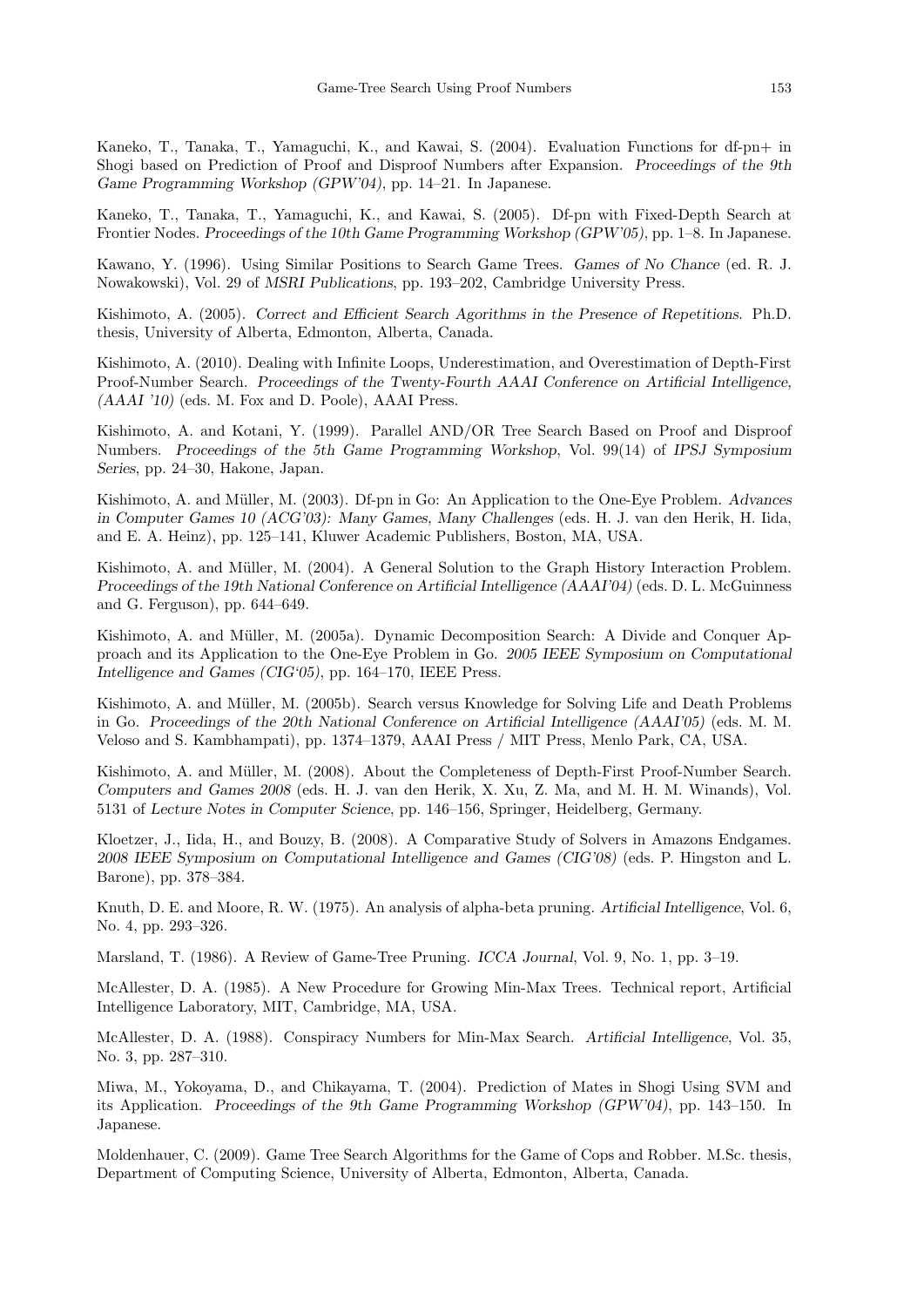Kaneko, T., Tanaka, T., Yamaguchi, K., and Kawai, S. (2004). Evaluation Functions for df-pn+ in Shogi based on Prediction of Proof and Disproof Numbers after Expansion. *Proceedings of the 9th Game Programming Workshop (GPW'04)*, pp. 14–21. In Japanese.

Kaneko, T., Tanaka, T., Yamaguchi, K., and Kawai, S. (2005). Df-pn with Fixed-Depth Search at Frontier Nodes. *Proceedings of the 10th Game Programming Workshop (GPW'05)*, pp. 1–8. In Japanese.

Kawano, Y. (1996). Using Similar Positions to Search Game Trees. *Games of No Chance* (ed. R. J. Nowakowski), Vol. 29 of *MSRI Publications*, pp. 193–202, Cambridge University Press.

Kishimoto, A. (2005). *Correct and Efficient Search Agorithms in the Presence of Repetitions*. Ph.D. thesis, University of Alberta, Edmonton, Alberta, Canada.

Kishimoto, A. (2010). Dealing with Infinite Loops, Underestimation, and Overestimation of Depth-First Proof-Number Search. *Proceedings of the Twenty-Fourth AAAI Conference on Artificial Intelligence, (AAAI '10)* (eds. M. Fox and D. Poole), AAAI Press.

Kishimoto, A. and Kotani, Y. (1999). Parallel AND/OR Tree Search Based on Proof and Disproof Numbers. *Proceedings of the 5th Game Programming Workshop*, Vol. 99(14) of *IPSJ Symposium Series*, pp. 24–30, Hakone, Japan.

Kishimoto, A. and Müller, M. (2003). Df-pn in Go: An Application to the One-Eye Problem. *Advances in Computer Games 10 (ACG'03): Many Games, Many Challenges* (eds. H. J. van den Herik, H. Iida, and E. A. Heinz), pp. 125–141, Kluwer Academic Publishers, Boston, MA, USA.

Kishimoto, A. and Müller, M. (2004). A General Solution to the Graph History Interaction Problem. *Proceedings of the 19th National Conference on Artificial Intelligence (AAAI'04)* (eds. D. L. McGuinness and G. Ferguson), pp. 644–649.

Kishimoto, A. and Müller, M. (2005a). Dynamic Decomposition Search: A Divide and Conquer Approach and its Application to the One-Eye Problem in Go. *2005 IEEE Symposium on Computational Intelligence and Games (CIG'05)*, pp. 164–170, IEEE Press.

Kishimoto, A. and Müller, M. (2005b). Search versus Knowledge for Solving Life and Death Problems in Go. *Proceedings of the 20th National Conference on Artificial Intelligence (AAAI'05)* (eds. M. M. Veloso and S. Kambhampati), pp. 1374–1379, AAAI Press / MIT Press, Menlo Park, CA, USA.

Kishimoto, A. and Müller, M. (2008). About the Completeness of Depth-First Proof-Number Search. *Computers and Games 2008* (eds. H. J. van den Herik, X. Xu, Z. Ma, and M. H. M. Winands), Vol. 5131 of *Lecture Notes in Computer Science*, pp. 146–156, Springer, Heidelberg, Germany.

Kloetzer, J., Iida, H., and Bouzy, B. (2008). A Comparative Study of Solvers in Amazons Endgames. *2008 IEEE Symposium on Computational Intelligence and Games (CIG'08)* (eds. P. Hingston and L. Barone), pp. 378–384.

Knuth, D. E. and Moore, R. W. (1975). An analysis of alpha-beta pruning. *Artificial Intelligence*, Vol. 6, No. 4, pp. 293–326.

Marsland, T. (1986). A Review of Game-Tree Pruning. *ICCA Journal*, Vol. 9, No. 1, pp. 3–19.

McAllester, D. A. (1985). A New Procedure for Growing Min-Max Trees. Technical report, Artificial Intelligence Laboratory, MIT, Cambridge, MA, USA.

McAllester, D. A. (1988). Conspiracy Numbers for Min-Max Search. *Artificial Intelligence*, Vol. 35, No. 3, pp. 287–310.

Miwa, M., Yokoyama, D., and Chikayama, T. (2004). Prediction of Mates in Shogi Using SVM and its Application. *Proceedings of the 9th Game Programming Workshop (GPW'04)*, pp. 143–150. In Japanese.

Moldenhauer, C. (2009). Game Tree Search Algorithms for the Game of Cops and Robber. M.Sc. thesis, Department of Computing Science, University of Alberta, Edmonton, Alberta, Canada.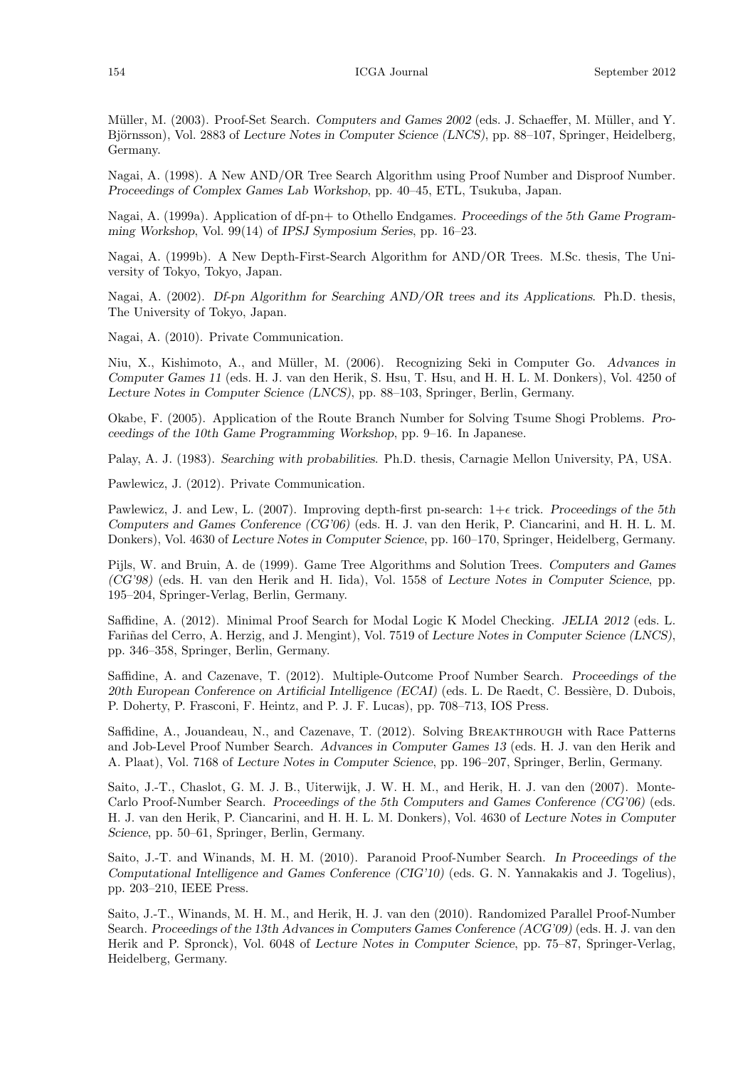Müller, M. (2003). Proof-Set Search. *Computers and Games 2002* (eds. J. Schaeffer, M. Müller, and Y. Björnsson), Vol. 2883 of *Lecture Notes in Computer Science (LNCS)*, pp. 88–107, Springer, Heidelberg, Germany.

Nagai, A. (1998). A New AND/OR Tree Search Algorithm using Proof Number and Disproof Number. *Proceedings of Complex Games Lab Workshop*, pp. 40–45, ETL, Tsukuba, Japan.

Nagai, A. (1999a). Application of df-pn+ to Othello Endgames. *Proceedings of the 5th Game Programming Workshop*, Vol. 99(14) of *IPSJ Symposium Series*, pp. 16–23.

Nagai, A. (1999b). A New Depth-First-Search Algorithm for AND/OR Trees. M.Sc. thesis, The University of Tokyo, Tokyo, Japan.

Nagai, A. (2002). *Df-pn Algorithm for Searching AND/OR trees and its Applications*. Ph.D. thesis, The University of Tokyo, Japan.

Nagai, A. (2010). Private Communication.

Niu, X., Kishimoto, A., and Müller, M. (2006). Recognizing Seki in Computer Go. *Advances in Computer Games 11* (eds. H. J. van den Herik, S. Hsu, T. Hsu, and H. H. L. M. Donkers), Vol. 4250 of *Lecture Notes in Computer Science (LNCS)*, pp. 88–103, Springer, Berlin, Germany.

Okabe, F. (2005). Application of the Route Branch Number for Solving Tsume Shogi Problems. *Proceedings of the 10th Game Programming Workshop*, pp. 9–16. In Japanese.

Palay, A. J. (1983). *Searching with probabilities*. Ph.D. thesis, Carnagie Mellon University, PA, USA.

Pawlewicz, J. (2012). Private Communication.

Pawlewicz, J. and Lew, L. (2007). Improving depth-first pn-search: $1+\epsilon$ trick. *Proceedings of the 5th Computers and Games Conference (CG'06)* (eds. H. J. van den Herik, P. Ciancarini, and H. H. L. M. Donkers), Vol. 4630 of *Lecture Notes in Computer Science*, pp. 160–170, Springer, Heidelberg, Germany.

Pijls, W. and Bruin, A. de (1999). Game Tree Algorithms and Solution Trees. *Computers and Games (CG'98)* (eds. H. van den Herik and H. Iida), Vol. 1558 of *Lecture Notes in Computer Science*, pp. 195–204, Springer-Verlag, Berlin, Germany.

Saffidine, A. (2012). Minimal Proof Search for Modal Logic K Model Checking. *JELIA 2012* (eds. L. Fariñas del Cerro, A. Herzig, and J. Mengint), Vol. 7519 of *Lecture Notes in Computer Science (LNCS)*, pp. 346–358, Springer, Berlin, Germany.

Saffidine, A. and Cazenave, T. (2012). Multiple-Outcome Proof Number Search. *Proceedings of the 20th European Conference on Artificial Intelligence (ECAI)* (eds. L. De Raedt, C. Bessière, D. Dubois, P. Doherty, P. Frasconi, F. Heintz, and P. J. F. Lucas), pp. 708–713, IOS Press.

Saffidine, A., Jouandeau, N., and Cazenave, T. (2012). Solving Breakthrough with Race Patterns and Job-Level Proof Number Search. *Advances in Computer Games 13* (eds. H. J. van den Herik and A. Plaat), Vol. 7168 of *Lecture Notes in Computer Science*, pp. 196–207, Springer, Berlin, Germany.

Saito, J.-T., Chaslot, G. M. J. B., Uiterwijk, J. W. H. M., and Herik, H. J. van den (2007). Monte-Carlo Proof-Number Search. *Proceedings of the 5th Computers and Games Conference (CG'06)* (eds. H. J. van den Herik, P. Ciancarini, and H. H. L. M. Donkers), Vol. 4630 of *Lecture Notes in Computer Science*, pp. 50–61, Springer, Berlin, Germany.

Saito, J.-T. and Winands, M. H. M. (2010). Paranoid Proof-Number Search. *In Proceedings of the Computational Intelligence and Games Conference (CIG'10)* (eds. G. N. Yannakakis and J. Togelius), pp. 203–210, IEEE Press.

Saito, J.-T., Winands, M. H. M., and Herik, H. J. van den (2010). Randomized Parallel Proof-Number Search. *Proceedings of the 13th Advances in Computers Games Conference (ACG'09)* (eds. H. J. van den Herik and P. Spronck), Vol. 6048 of *Lecture Notes in Computer Science*, pp. 75–87, Springer-Verlag, Heidelberg, Germany.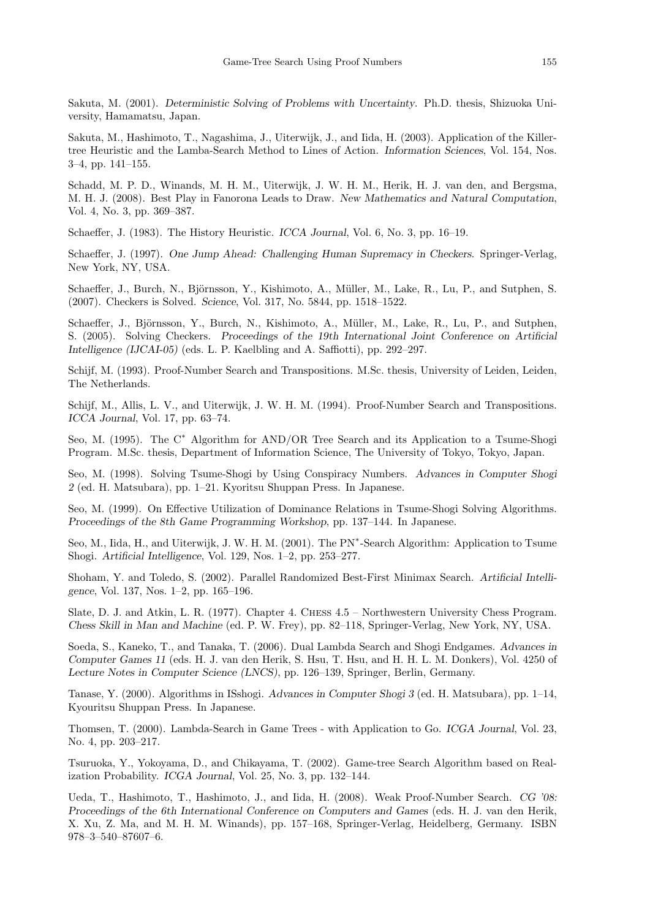Sakuta, M. (2001). *Deterministic Solving of Problems with Uncertainty*. Ph.D. thesis, Shizuoka University, Hamamatsu, Japan.

Sakuta, M., Hashimoto, T., Nagashima, J., Uiterwijk, J., and Iida, H. (2003). Application of the Killer-tree Heuristic and the Lamba-Search Method to Lines of Action. *Information Sciences*, Vol. 154, Nos. 3–4, pp. 141–155.

Schadd, M. P. D., Winands, M. H. M., Uiterwijk, J. W. H. M., Herik, H. J. van den, and Bergsma, M. H. J. (2008). Best Play in Fanorona Leads to Draw. *New Mathematics and Natural Computation*, Vol. 4, No. 3, pp. 369–387.

Schaeffer, J. (1983). The History Heuristic. *ICCA Journal*, Vol. 6, No. 3, pp. 16–19.

Schaeffer, J. (1997). *One Jump Ahead: Challenging Human Supremacy in Checkers*. Springer-Verlag, New York, NY, USA.

Schaeffer, J., Burch, N., Björnsson, Y., Kishimoto, A., Müller, M., Lake, R., Lu, P., and Sutphen, S. (2007). Checkers is Solved. *Science*, Vol. 317, No. 5844, pp. 1518–1522.

Schaeffer, J., Björnsson, Y., Burch, N., Kishimoto, A., Müller, M., Lake, R., Lu, P., and Sutphen, S. (2005). Solving Checkers. *Proceedings of the 19th International Joint Conference on Artificial Intelligence (IJCAI-05)* (eds. L. P. Kaelbling and A. Saffiotti), pp. 292–297.

Schijf, M. (1993). Proof-Number Search and Transpositions. M.Sc. thesis, University of Leiden, Leiden, The Netherlands.

Schijf, M., Allis, L. V., and Uiterwijk, J. W. H. M. (1994). Proof-Number Search and Transpositions. *ICCA Journal*, Vol. 17, pp. 63–74.

Seo, M. (1995). The C* Algorithm for AND/OR Tree Search and its Application to a Tsume-Shogi Program. M.Sc. thesis, Department of Information Science, The University of Tokyo, Tokyo, Japan.

Seo, M. (1998). Solving Tsume-Shogi by Using Conspiracy Numbers. *Advances in Computer Shogi 2* (ed. H. Matsubara), pp. 1–21. Kyoritsu Shuppan Press. In Japanese.

Seo, M. (1999). On Effective Utilization of Dominance Relations in Tsume-Shogi Solving Algorithms. *Proceedings of the 8th Game Programming Workshop*, pp. 137–144. In Japanese.

Seo, M., Iida, H., and Uiterwijk, J. W. H. M. (2001). The PN*-Search Algorithm: Application to Tsume Shogi. *Artificial Intelligence*, Vol. 129, Nos. 1–2, pp. 253–277.

Shoham, Y. and Toledo, S. (2002). Parallel Randomized Best-First Minimax Search. *Artificial Intelligence*, Vol. 137, Nos. 1–2, pp. 165–196.

Slate, D. J. and Atkin, L. R. (1977). Chapter 4. Chess 4.5 – Northwestern University Chess Program. *Chess Skill in Man and Machine* (ed. P. W. Frey), pp. 82–118, Springer-Verlag, New York, NY, USA.

Soeda, S., Kaneko, T., and Tanaka, T. (2006). Dual Lambda Search and Shogi Endgames. *Advances in Computer Games 11* (eds. H. J. van den Herik, S. Hsu, T. Hsu, and H. H. L. M. Donkers), Vol. 4250 of *Lecture Notes in Computer Science (LNCS)*, pp. 126–139, Springer, Berlin, Germany.

Tanase, Y. (2000). Algorithms in ISshogi. *Advances in Computer Shogi 3* (ed. H. Matsubara), pp. 1–14, Kyouritsu Shuppan Press. In Japanese.

Thomsen, T. (2000). Lambda-Search in Game Trees - with Application to Go. *ICGA Journal*, Vol. 23, No. 4, pp. 203–217.

Tsuruoka, Y., Yokoyama, D., and Chikayama, T. (2002). Game-tree Search Algorithm based on Realization Probability. *ICGA Journal*, Vol. 25, No. 3, pp. 132–144.

Ueda, T., Hashimoto, T., Hashimoto, J., and Iida, H. (2008). Weak Proof-Number Search. *CG '08: Proceedings of the 6th International Conference on Computers and Games* (eds. H. J. van den Herik, X. Xu, Z. Ma, and M. H. M. Winands), pp. 157–168, Springer-Verlag, Heidelberg, Germany. ISBN 978–3–540–87607–6.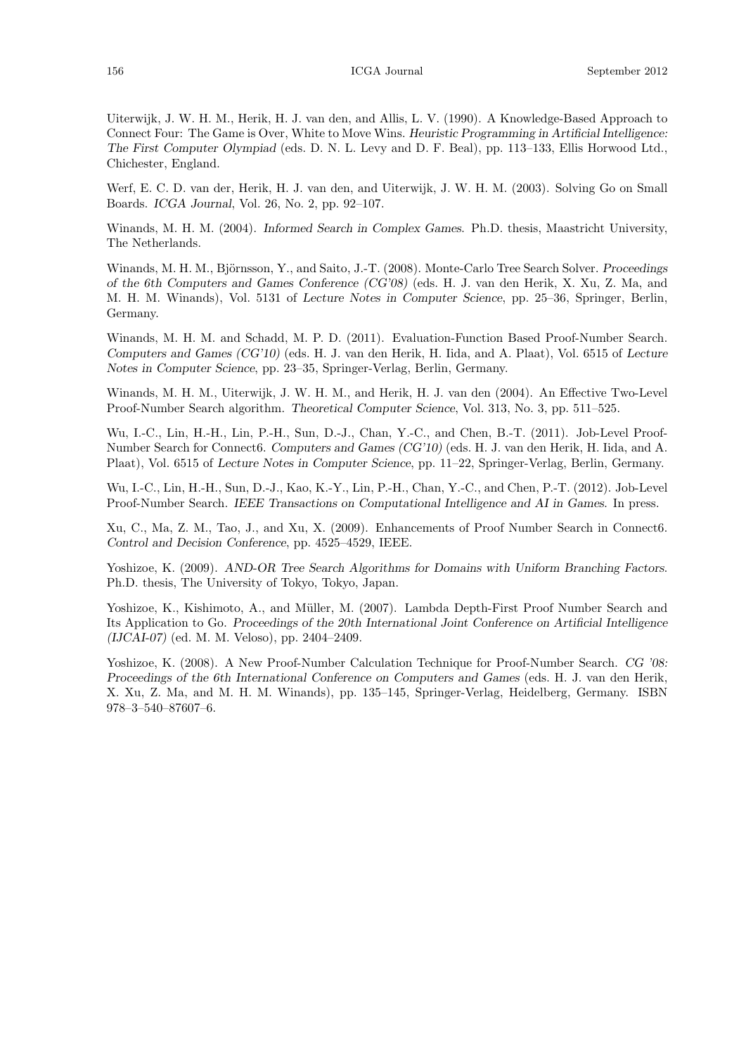Uiterwijk, J. W. H. M., Herik, H. J. van den, and Allis, L. V. (1990). A Knowledge-Based Approach to Connect Four: The Game is Over, White to Move Wins. *Heuristic Programming in Artificial Intelligence: The First Computer Olympiad* (eds. D. N. L. Levy and D. F. Beal), pp. 113–133, Ellis Horwood Ltd., Chichester, England.

Werf, E. C. D. van der, Herik, H. J. van den, and Uiterwijk, J. W. H. M. (2003). Solving Go on Small Boards. *ICGA Journal*, Vol. 26, No. 2, pp. 92–107.

Winands, M. H. M. (2004). *Informed Search in Complex Games*. Ph.D. thesis, Maastricht University, The Netherlands.

Winands, M. H. M., Björnsson, Y., and Saito, J.-T. (2008). Monte-Carlo Tree Search Solver. *Proceedings of the 6th Computers and Games Conference (CG'08)* (eds. H. J. van den Herik, X. Xu, Z. Ma, and M. H. M. Winands), Vol. 5131 of *Lecture Notes in Computer Science*, pp. 25–36, Springer, Berlin, Germany.

Winands, M. H. M. and Schadd, M. P. D. (2011). Evaluation-Function Based Proof-Number Search. *Computers and Games (CG'10)* (eds. H. J. van den Herik, H. Iida, and A. Plaat), Vol. 6515 of *Lecture Notes in Computer Science*, pp. 23–35, Springer-Verlag, Berlin, Germany.

Winands, M. H. M., Uiterwijk, J. W. H. M., and Herik, H. J. van den (2004). An Effective Two-Level Proof-Number Search algorithm. *Theoretical Computer Science*, Vol. 313, No. 3, pp. 511–525.

Wu, I.-C., Lin, H.-H., Lin, P.-H., Sun, D.-J., Chan, Y.-C., and Chen, B.-T. (2011). Job-Level Proof-Number Search for Connect6. *Computers and Games (CG'10)* (eds. H. J. van den Herik, H. Iida, and A. Plaat), Vol. 6515 of *Lecture Notes in Computer Science*, pp. 11–22, Springer-Verlag, Berlin, Germany.

Wu, I.-C., Lin, H.-H., Sun, D.-J., Kao, K.-Y., Lin, P.-H., Chan, Y.-C., and Chen, P.-T. (2012). Job-Level Proof-Number Search. *IEEE Transactions on Computational Intelligence and AI in Games*. In press.

Xu, C., Ma, Z. M., Tao, J., and Xu, X. (2009). Enhancements of Proof Number Search in Connect6. *Control and Decision Conference*, pp. 4525–4529, IEEE.

Yoshizoe, K. (2009). *AND-OR Tree Search Algorithms for Domains with Uniform Branching Factors*. Ph.D. thesis, The University of Tokyo, Tokyo, Japan.

Yoshizoe, K., Kishimoto, A., and Müller, M. (2007). Lambda Depth-First Proof Number Search and Its Application to Go. *Proceedings of the 20th International Joint Conference on Artificial Intelligence (IJCAI-07)* (ed. M. M. Veloso), pp. 2404–2409.

Yoshizoe, K. (2008). A New Proof-Number Calculation Technique for Proof-Number Search. *CG '08: Proceedings of the 6th International Conference on Computers and Games* (eds. H. J. van den Herik, X. Xu, Z. Ma, and M. H. M. Winands), pp. 135–145, Springer-Verlag, Heidelberg, Germany. ISBN 978–3–540–87607–6.